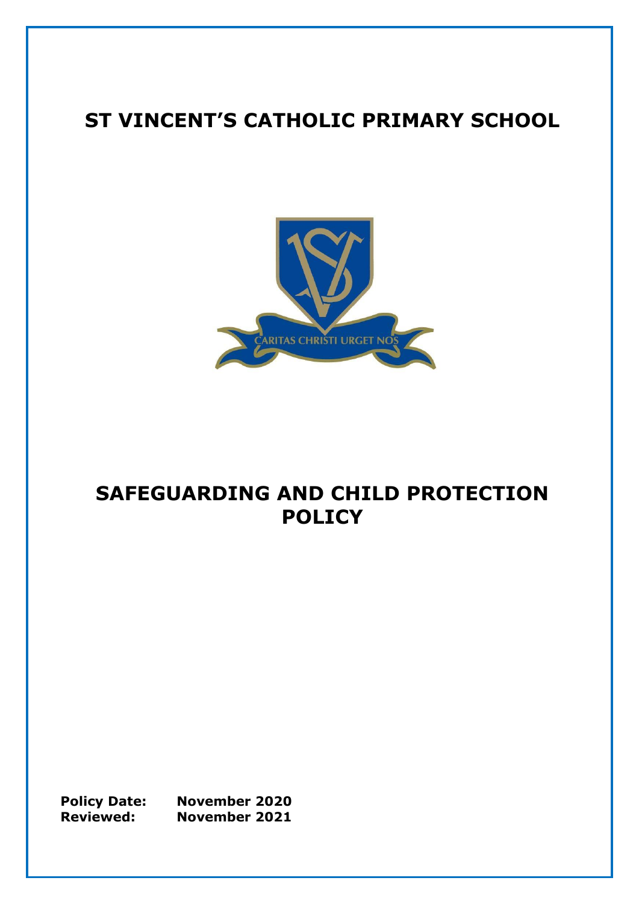# ST VINCENT'S CATHOLIC PRIMARY SCHOOL

CARITAS CHRISTI URGET NOS

# SAFEGUARDING AND CHILD PROTECTION POLICY

**Policy Date:** **November 2020**
**Reviewed:** **November 2021**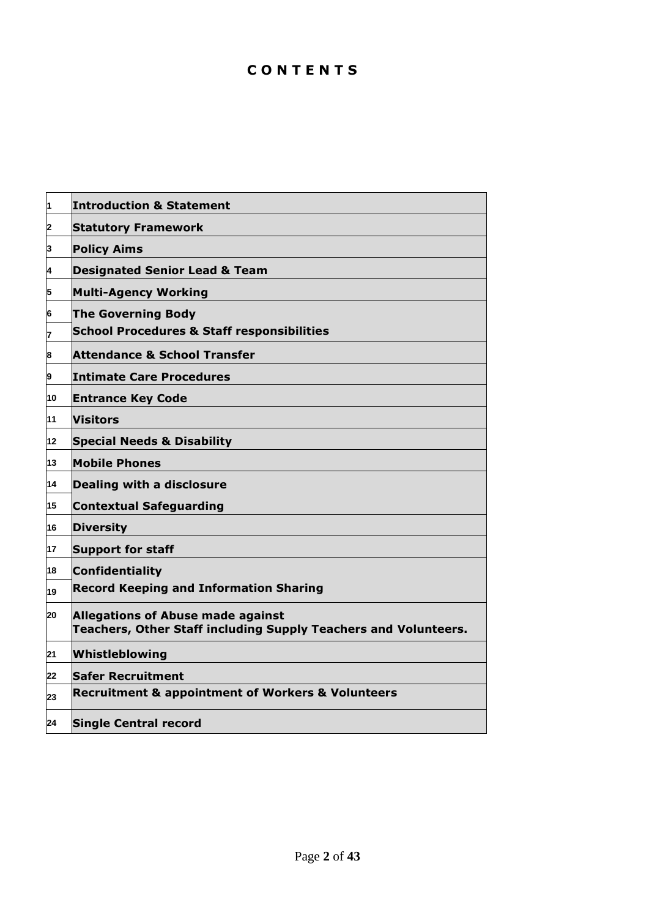# C O N T E N T S

| | |
|---|---|
| 1 | **Introduction & Statement** |
| 2 | **Statutory Framework** |
| 3 | **Policy Aims** |
| 4 | **Designated Senior Lead & Team** |
| 5 | **Multi-Agency Working** |
| 6 | **The Governing Body** |
| 7 | **School Procedures & Staff responsibilities** |
| 8 | **Attendance & School Transfer** |
| 9 | **Intimate Care Procedures** |
| 10 | **Entrance Key Code** |
| 11 | **Visitors** |
| 12 | **Special Needs & Disability** |
| 13 | **Mobile Phones** |
| 14 | **Dealing with a disclosure** |
| 15 | **Contextual Safeguarding** |
| 16 | **Diversity** |
| 17 | **Support for staff** |
| 18 | **Confidentiality** |
| 19 | **Record Keeping and Information Sharing** |
| 20 | **Allegations of Abuse made against Teachers, Other Staff including Supply Teachers and Volunteers.** |
| 21 | **Whistleblowing** |
| 22 | **Safer Recruitment** |
| 23 | **Recruitment & appointment of Workers & Volunteers** |
| 24 | **Single Central record** |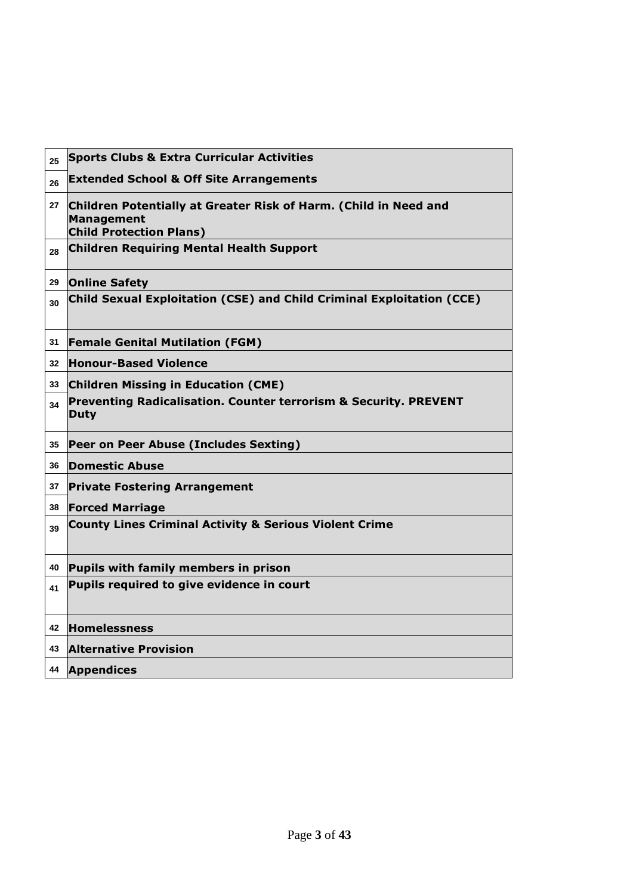| | |
|---|---|
| 25 | **Sports Clubs & Extra Curricular Activities** |
| 26 | **Extended School & Off Site Arrangements** |
| 27 | **Children Potentially at Greater Risk of Harm. (Child in Need and Management Child Protection Plans)** |
| 28 | **Children Requiring Mental Health Support** |
| 29 | **Online Safety** |
| 30 | **Child Sexual Exploitation (CSE) and Child Criminal Exploitation (CCE)** |
| 31 | **Female Genital Mutilation (FGM)** |
| 32 | **Honour-Based Violence** |
| 33 | **Children Missing in Education (CME)** |
| 34 | **Preventing Radicalisation. Counter terrorism & Security. PREVENT Duty** |
| 35 | **Peer on Peer Abuse (Includes Sexting)** |
| 36 | **Domestic Abuse** |
| 37 | **Private Fostering Arrangement** |
| 38 | **Forced Marriage** |
| 39 | **County Lines Criminal Activity & Serious Violent Crime** |
| 40 | **Pupils with family members in prison** |
| 41 | **Pupils required to give evidence in court** |
| 42 | **Homelessness** |
| 43 | **Alternative Provision** |
| 44 | **Appendices** |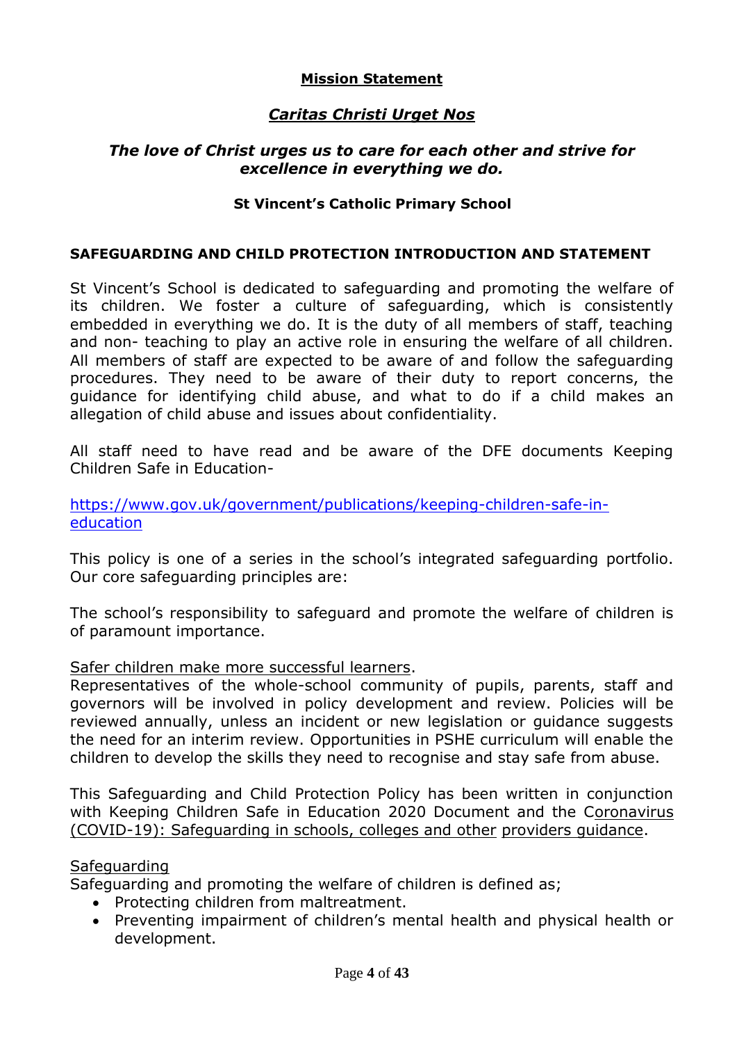**Mission Statement**

***Caritas Christi Urget Nos***

***The love of Christ urges us to care for each other and strive for excellence in everything we do.***

**St Vincent's Catholic Primary School**

**SAFEGUARDING AND CHILD PROTECTION INTRODUCTION AND STATEMENT**

St Vincent's School is dedicated to safeguarding and promoting the welfare of its children. We foster a culture of safeguarding, which is consistently embedded in everything we do. It is the duty of all members of staff, teaching and non- teaching to play an active role in ensuring the welfare of all children. All members of staff are expected to be aware of and follow the safeguarding procedures. They need to be aware of their duty to report concerns, the guidance for identifying child abuse, and what to do if a child makes an allegation of child abuse and issues about confidentiality.

All staff need to have read and be aware of the DFE documents Keeping Children Safe in Education-

[https://www.gov.uk/government/publications/keeping-children-safe-in-education](https://www.gov.uk/government/publications/keeping-children-safe-in-education)

This policy is one of a series in the school's integrated safeguarding portfolio. Our core safeguarding principles are:

The school's responsibility to safeguard and promote the welfare of children is of paramount importance.

Safer children make more successful learners.
Representatives of the whole-school community of pupils, parents, staff and governors will be involved in policy development and review. Policies will be reviewed annually, unless an incident or new legislation or guidance suggests the need for an interim review. Opportunities in PSHE curriculum will enable the children to develop the skills they need to recognise and stay safe from abuse.

This Safeguarding and Child Protection Policy has been written in conjunction with Keeping Children Safe in Education 2020 Document and the Coronavirus (COVID-19): Safeguarding in schools, colleges and other providers guidance.

Safeguarding
Safeguarding and promoting the welfare of children is defined as;

- Protecting children from maltreatment.
- Preventing impairment of children's mental health and physical health or development.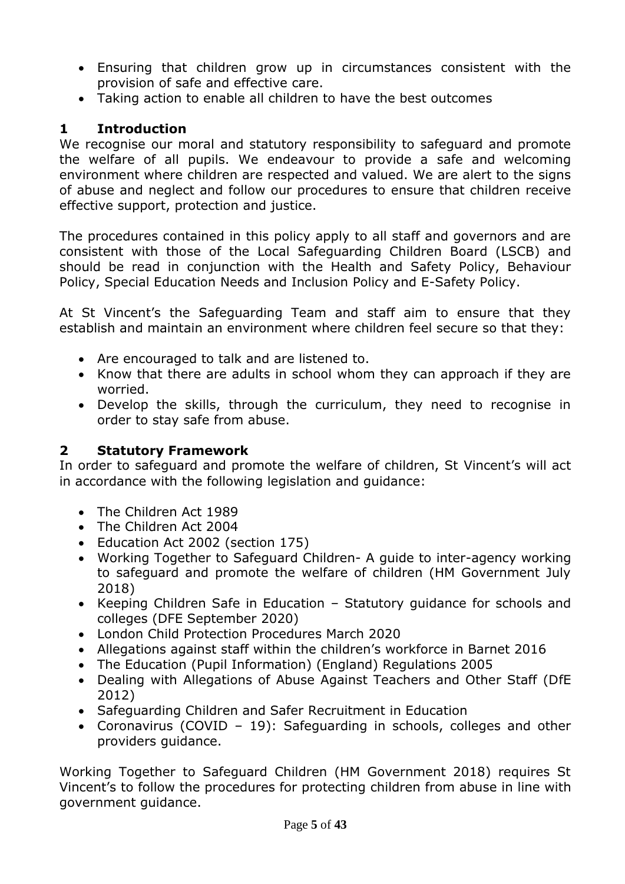- Ensuring that children grow up in circumstances consistent with the provision of safe and effective care.
- Taking action to enable all children to have the best outcomes

## 1 Introduction

We recognise our moral and statutory responsibility to safeguard and promote the welfare of all pupils. We endeavour to provide a safe and welcoming environment where children are respected and valued. We are alert to the signs of abuse and neglect and follow our procedures to ensure that children receive effective support, protection and justice.

The procedures contained in this policy apply to all staff and governors and are consistent with those of the Local Safeguarding Children Board (LSCB) and should be read in conjunction with the Health and Safety Policy, Behaviour Policy, Special Education Needs and Inclusion Policy and E-Safety Policy.

At St Vincent's the Safeguarding Team and staff aim to ensure that they establish and maintain an environment where children feel secure so that they:

- Are encouraged to talk and are listened to.
- Know that there are adults in school whom they can approach if they are worried.
- Develop the skills, through the curriculum, they need to recognise in order to stay safe from abuse.

## 2 Statutory Framework

In order to safeguard and promote the welfare of children, St Vincent's will act in accordance with the following legislation and guidance:

- The Children Act 1989
- The Children Act 2004
- Education Act 2002 (section 175)
- Working Together to Safeguard Children- A guide to inter-agency working to safeguard and promote the welfare of children (HM Government July 2018)
- Keeping Children Safe in Education – Statutory guidance for schools and colleges (DFE September 2020)
- London Child Protection Procedures March 2020
- Allegations against staff within the children's workforce in Barnet 2016
- The Education (Pupil Information) (England) Regulations 2005
- Dealing with Allegations of Abuse Against Teachers and Other Staff (DfE 2012)
- Safeguarding Children and Safer Recruitment in Education
- Coronavirus (COVID – 19): Safeguarding in schools, colleges and other providers guidance.

Working Together to Safeguard Children (HM Government 2018) requires St Vincent's to follow the procedures for protecting children from abuse in line with government guidance.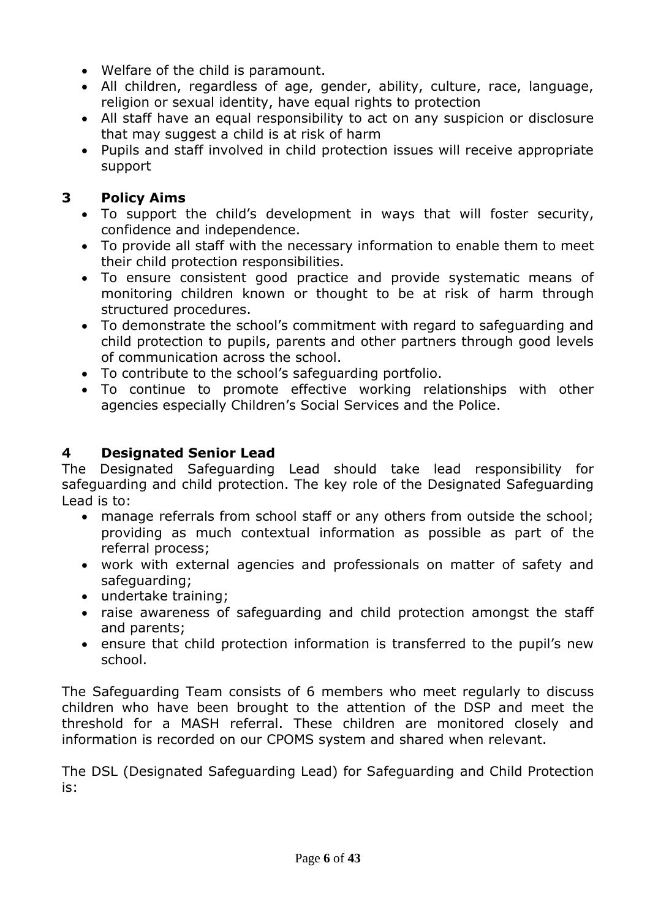- Welfare of the child is paramount.
- All children, regardless of age, gender, ability, culture, race, language, religion or sexual identity, have equal rights to protection
- All staff have an equal responsibility to act on any suspicion or disclosure that may suggest a child is at risk of harm
- Pupils and staff involved in child protection issues will receive appropriate support

## 3 Policy Aims

- To support the child's development in ways that will foster security, confidence and independence.
- To provide all staff with the necessary information to enable them to meet their child protection responsibilities.
- To ensure consistent good practice and provide systematic means of monitoring children known or thought to be at risk of harm through structured procedures.
- To demonstrate the school's commitment with regard to safeguarding and child protection to pupils, parents and other partners through good levels of communication across the school.
- To contribute to the school's safeguarding portfolio.
- To continue to promote effective working relationships with other agencies especially Children's Social Services and the Police.

## 4 Designated Senior Lead

The Designated Safeguarding Lead should take lead responsibility for safeguarding and child protection. The key role of the Designated Safeguarding Lead is to:

- manage referrals from school staff or any others from outside the school; providing as much contextual information as possible as part of the referral process;
- work with external agencies and professionals on matter of safety and safeguarding;
- undertake training;
- raise awareness of safeguarding and child protection amongst the staff and parents;
- ensure that child protection information is transferred to the pupil's new school.

The Safeguarding Team consists of 6 members who meet regularly to discuss children who have been brought to the attention of the DSP and meet the threshold for a MASH referral. These children are monitored closely and information is recorded on our CPOMS system and shared when relevant.

The DSL (Designated Safeguarding Lead) for Safeguarding and Child Protection is: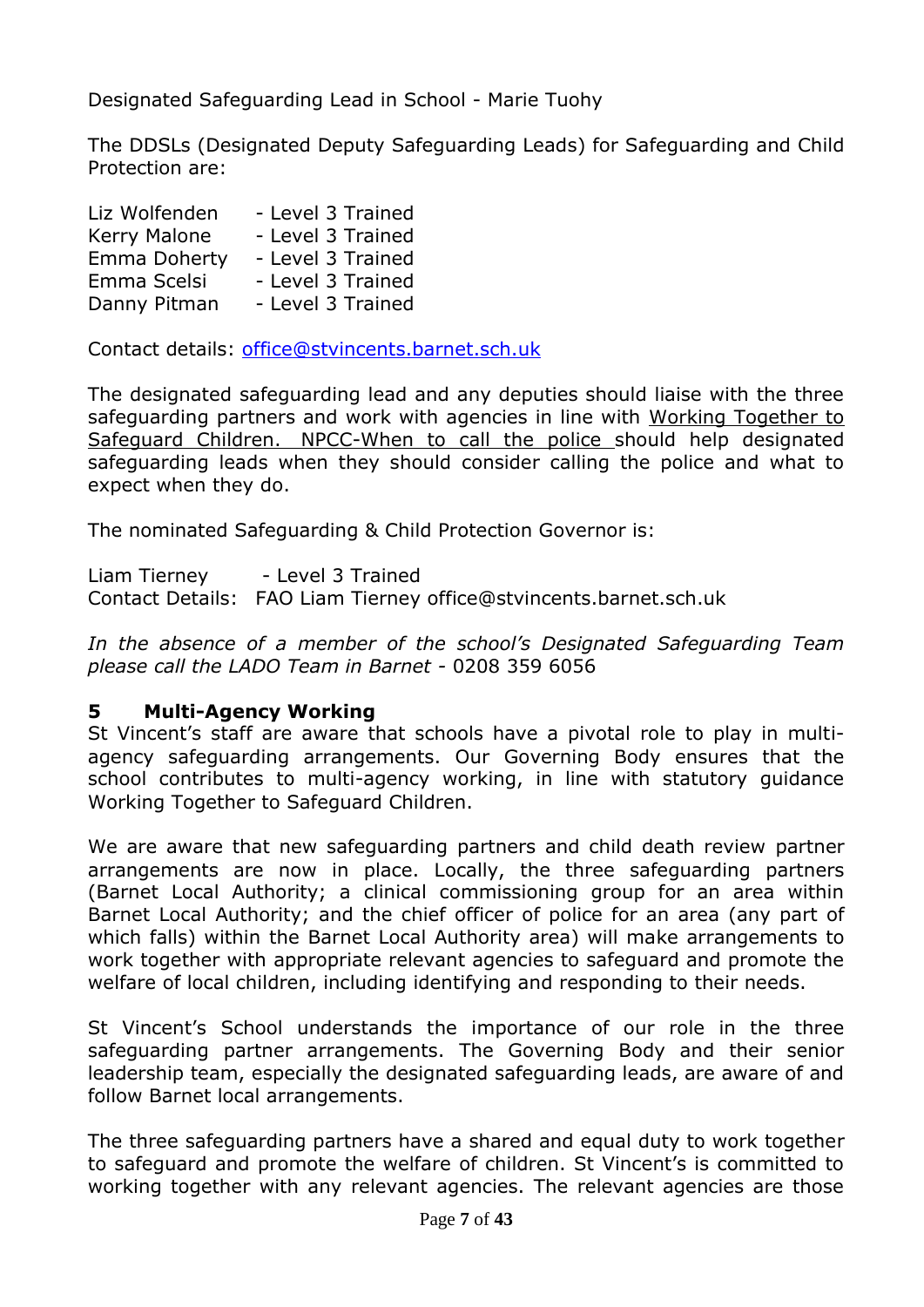Designated Safeguarding Lead in School - Marie Tuohy

The DDSLs (Designated Deputy Safeguarding Leads) for Safeguarding and Child Protection are:

Liz Wolfenden - Level 3 Trained
Kerry Malone - Level 3 Trained
Emma Doherty - Level 3 Trained
Emma Scelsi - Level 3 Trained
Danny Pitman - Level 3 Trained

Contact details: office@stvincents.barnet.sch.uk

The designated safeguarding lead and any deputies should liaise with the three safeguarding partners and work with agencies in line with Working Together to Safeguard Children. NPCC-When to call the police should help designated safeguarding leads when they should consider calling the police and what to expect when they do.

The nominated Safeguarding & Child Protection Governor is:

Liam Tierney - Level 3 Trained
Contact Details: FAO Liam Tierney office@stvincents.barnet.sch.uk

*In the absence of a member of the school's Designated Safeguarding Team please call the LADO Team in Barnet* - 0208 359 6056

## 5 Multi-Agency Working

St Vincent's staff are aware that schools have a pivotal role to play in multi-agency safeguarding arrangements. Our Governing Body ensures that the school contributes to multi-agency working, in line with statutory guidance Working Together to Safeguard Children.

We are aware that new safeguarding partners and child death review partner arrangements are now in place. Locally, the three safeguarding partners (Barnet Local Authority; a clinical commissioning group for an area within Barnet Local Authority; and the chief officer of police for an area (any part of which falls) within the Barnet Local Authority area) will make arrangements to work together with appropriate relevant agencies to safeguard and promote the welfare of local children, including identifying and responding to their needs.

St Vincent's School understands the importance of our role in the three safeguarding partner arrangements. The Governing Body and their senior leadership team, especially the designated safeguarding leads, are aware of and follow Barnet local arrangements.

The three safeguarding partners have a shared and equal duty to work together to safeguard and promote the welfare of children. St Vincent's is committed to working together with any relevant agencies. The relevant agencies are those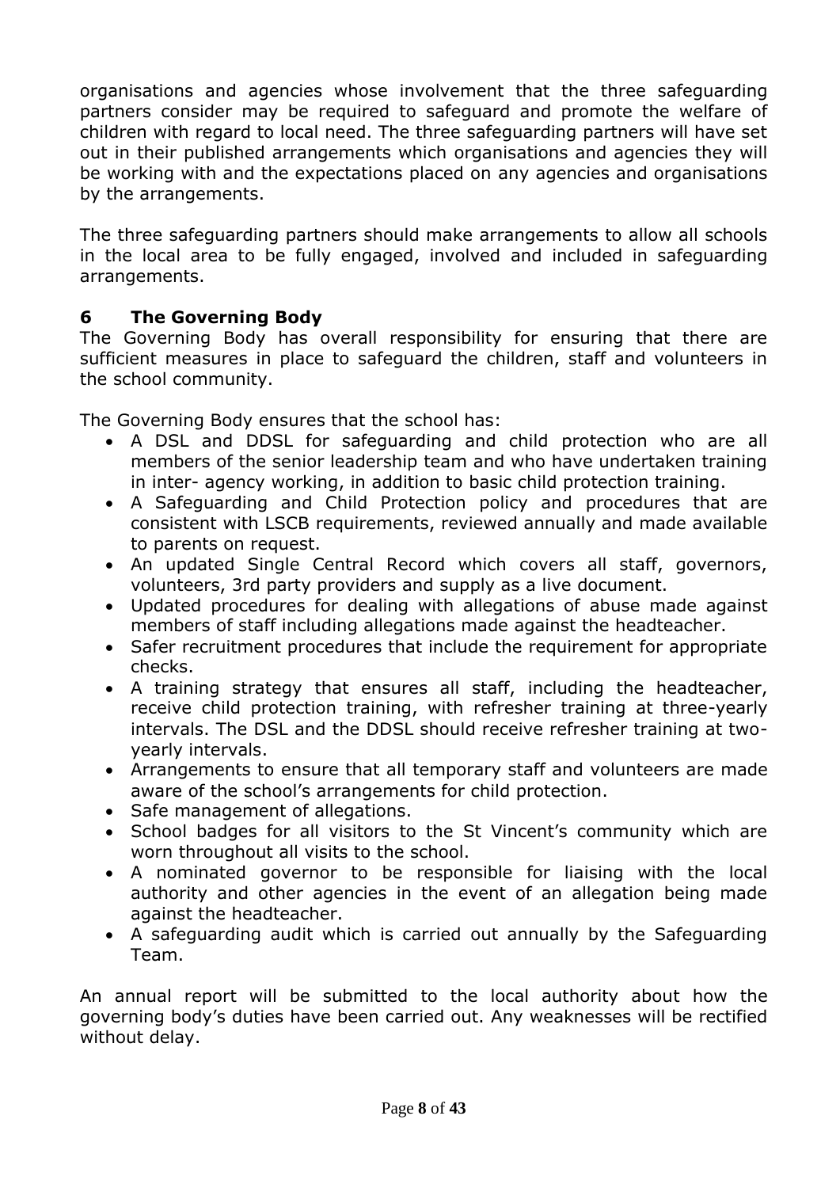organisations and agencies whose involvement that the three safeguarding partners consider may be required to safeguard and promote the welfare of children with regard to local need. The three safeguarding partners will have set out in their published arrangements which organisations and agencies they will be working with and the expectations placed on any agencies and organisations by the arrangements.

The three safeguarding partners should make arrangements to allow all schools in the local area to be fully engaged, involved and included in safeguarding arrangements.

## 6 The Governing Body

The Governing Body has overall responsibility for ensuring that there are sufficient measures in place to safeguard the children, staff and volunteers in the school community.

The Governing Body ensures that the school has:

- A DSL and DDSL for safeguarding and child protection who are all members of the senior leadership team and who have undertaken training in inter- agency working, in addition to basic child protection training.
- A Safeguarding and Child Protection policy and procedures that are consistent with LSCB requirements, reviewed annually and made available to parents on request.
- An updated Single Central Record which covers all staff, governors, volunteers, 3rd party providers and supply as a live document.
- Updated procedures for dealing with allegations of abuse made against members of staff including allegations made against the headteacher.
- Safer recruitment procedures that include the requirement for appropriate checks.
- A training strategy that ensures all staff, including the headteacher, receive child protection training, with refresher training at three-yearly intervals. The DSL and the DDSL should receive refresher training at two-yearly intervals.
- Arrangements to ensure that all temporary staff and volunteers are made aware of the school's arrangements for child protection.
- Safe management of allegations.
- School badges for all visitors to the St Vincent's community which are worn throughout all visits to the school.
- A nominated governor to be responsible for liaising with the local authority and other agencies in the event of an allegation being made against the headteacher.
- A safeguarding audit which is carried out annually by the Safeguarding Team.

An annual report will be submitted to the local authority about how the governing body's duties have been carried out. Any weaknesses will be rectified without delay.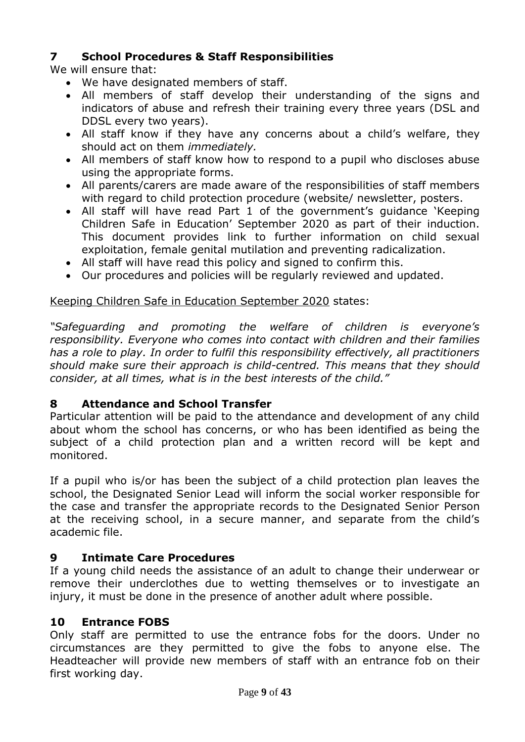## 7 School Procedures & Staff Responsibilities

We will ensure that:

- We have designated members of staff.
- All members of staff develop their understanding of the signs and indicators of abuse and refresh their training every three years (DSL and DDSL every two years).
- All staff know if they have any concerns about a child's welfare, they should act on them *immediately.*
- All members of staff know how to respond to a pupil who discloses abuse using the appropriate forms.
- All parents/carers are made aware of the responsibilities of staff members with regard to child protection procedure (website/ newsletter, posters.
- All staff will have read Part 1 of the government's guidance 'Keeping Children Safe in Education' September 2020 as part of their induction. This document provides link to further information on child sexual exploitation, female genital mutilation and preventing radicalization.
- All staff will have read this policy and signed to confirm this.
- Our procedures and policies will be regularly reviewed and updated.

<u>Keeping Children Safe in Education September 2020</u> states:

*"Safeguarding and promoting the welfare of children is everyone's responsibility. Everyone who comes into contact with children and their families has a role to play. In order to fulfil this responsibility effectively, all practitioners should make sure their approach is child-centred. This means that they should consider, at all times, what is in the best interests of the child."*

## 8 Attendance and School Transfer

Particular attention will be paid to the attendance and development of any child about whom the school has concerns, or who has been identified as being the subject of a child protection plan and a written record will be kept and monitored.

If a pupil who is/or has been the subject of a child protection plan leaves the school, the Designated Senior Lead will inform the social worker responsible for the case and transfer the appropriate records to the Designated Senior Person at the receiving school, in a secure manner, and separate from the child's academic file.

## 9 Intimate Care Procedures

If a young child needs the assistance of an adult to change their underwear or remove their underclothes due to wetting themselves or to investigate an injury, it must be done in the presence of another adult where possible.

## 10 Entrance FOBS

Only staff are permitted to use the entrance fobs for the doors. Under no circumstances are they permitted to give the fobs to anyone else. The Headteacher will provide new members of staff with an entrance fob on their first working day.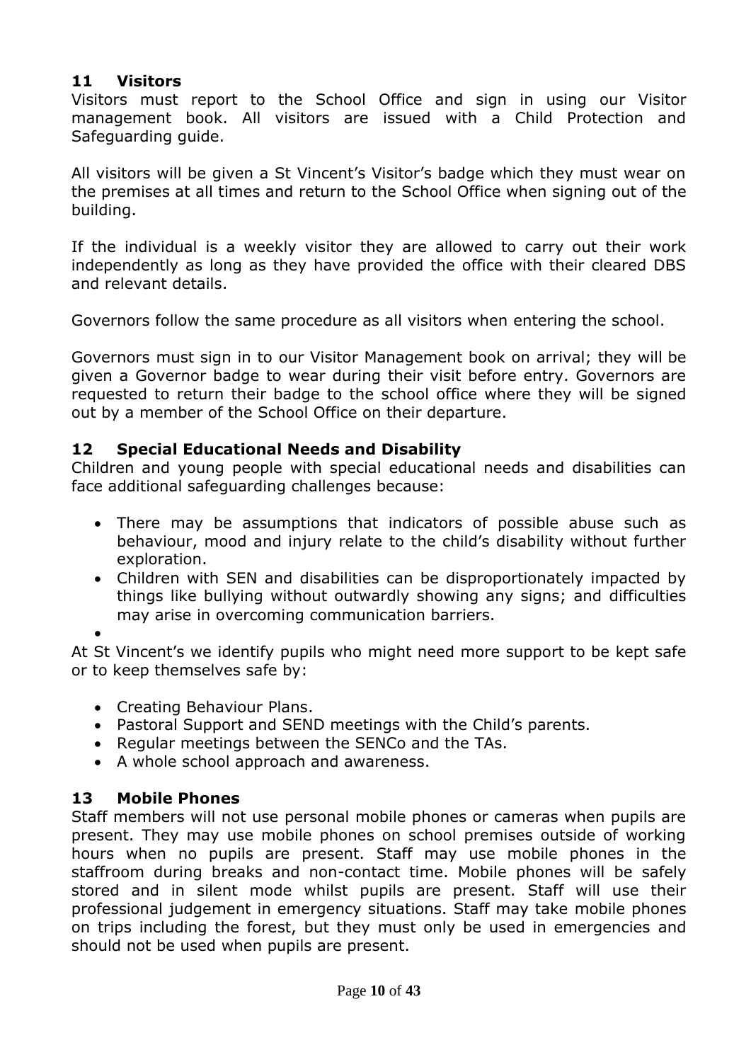## 11 Visitors

Visitors must report to the School Office and sign in using our Visitor management book. All visitors are issued with a Child Protection and Safeguarding guide.

All visitors will be given a St Vincent's Visitor's badge which they must wear on the premises at all times and return to the School Office when signing out of the building.

If the individual is a weekly visitor they are allowed to carry out their work independently as long as they have provided the office with their cleared DBS and relevant details.

Governors follow the same procedure as all visitors when entering the school.

Governors must sign in to our Visitor Management book on arrival; they will be given a Governor badge to wear during their visit before entry. Governors are requested to return their badge to the school office where they will be signed out by a member of the School Office on their departure.

## 12 Special Educational Needs and Disability

Children and young people with special educational needs and disabilities can face additional safeguarding challenges because:

- There may be assumptions that indicators of possible abuse such as behaviour, mood and injury relate to the child's disability without further exploration.
- Children with SEN and disabilities can be disproportionately impacted by things like bullying without outwardly showing any signs; and difficulties may arise in overcoming communication barriers.

At St Vincent's we identify pupils who might need more support to be kept safe or to keep themselves safe by:

- Creating Behaviour Plans.
- Pastoral Support and SEND meetings with the Child's parents.
- Regular meetings between the SENCo and the TAs.
- A whole school approach and awareness.

## 13 Mobile Phones

Staff members will not use personal mobile phones or cameras when pupils are present. They may use mobile phones on school premises outside of working hours when no pupils are present. Staff may use mobile phones in the staffroom during breaks and non-contact time. Mobile phones will be safely stored and in silent mode whilst pupils are present. Staff will use their professional judgement in emergency situations. Staff may take mobile phones on trips including the forest, but they must only be used in emergencies and should not be used when pupils are present.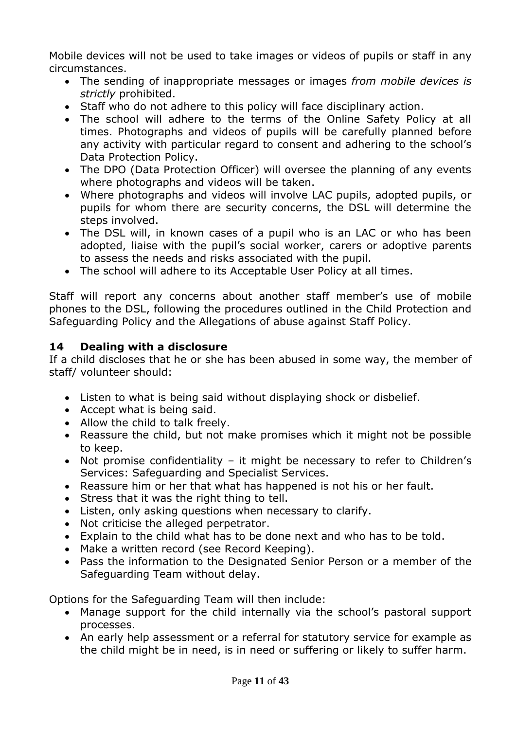Mobile devices will not be used to take images or videos of pupils or staff in any circumstances.

- The sending of inappropriate messages or images *from mobile devices is strictly* prohibited.
- Staff who do not adhere to this policy will face disciplinary action.
- The school will adhere to the terms of the Online Safety Policy at all times. Photographs and videos of pupils will be carefully planned before any activity with particular regard to consent and adhering to the school's Data Protection Policy.
- The DPO (Data Protection Officer) will oversee the planning of any events where photographs and videos will be taken.
- Where photographs and videos will involve LAC pupils, adopted pupils, or pupils for whom there are security concerns, the DSL will determine the steps involved.
- The DSL will, in known cases of a pupil who is an LAC or who has been adopted, liaise with the pupil's social worker, carers or adoptive parents to assess the needs and risks associated with the pupil.
- The school will adhere to its Acceptable User Policy at all times.

Staff will report any concerns about another staff member's use of mobile phones to the DSL, following the procedures outlined in the Child Protection and Safeguarding Policy and the Allegations of abuse against Staff Policy.

## 14 Dealing with a disclosure

If a child discloses that he or she has been abused in some way, the member of staff/ volunteer should:

- Listen to what is being said without displaying shock or disbelief.
- Accept what is being said.
- Allow the child to talk freely.
- Reassure the child, but not make promises which it might not be possible to keep.
- Not promise confidentiality – it might be necessary to refer to Children's Services: Safeguarding and Specialist Services.
- Reassure him or her that what has happened is not his or her fault.
- Stress that it was the right thing to tell.
- Listen, only asking questions when necessary to clarify.
- Not criticise the alleged perpetrator.
- Explain to the child what has to be done next and who has to be told.
- Make a written record (see Record Keeping).
- Pass the information to the Designated Senior Person or a member of the Safeguarding Team without delay.

Options for the Safeguarding Team will then include:

- Manage support for the child internally via the school's pastoral support processes.
- An early help assessment or a referral for statutory service for example as the child might be in need, is in need or suffering or likely to suffer harm.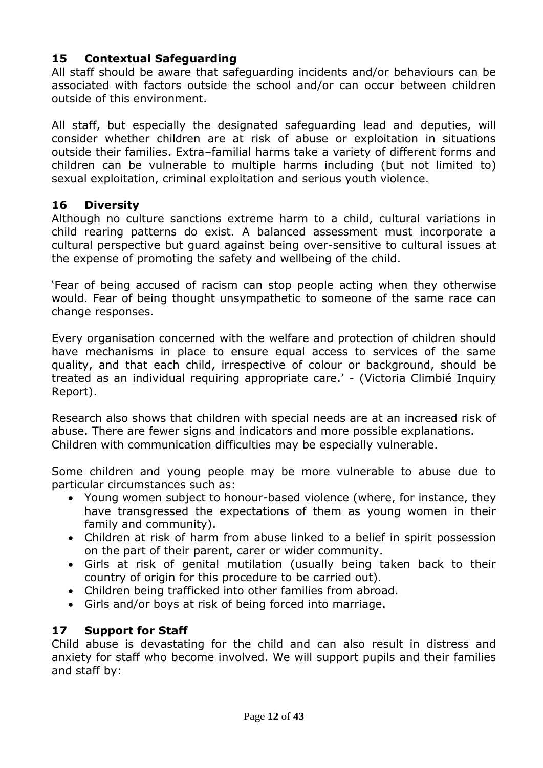## 15 Contextual Safeguarding

All staff should be aware that safeguarding incidents and/or behaviours can be associated with factors outside the school and/or can occur between children outside of this environment.

All staff, but especially the designated safeguarding lead and deputies, will consider whether children are at risk of abuse or exploitation in situations outside their families. Extra–familial harms take a variety of different forms and children can be vulnerable to multiple harms including (but not limited to) sexual exploitation, criminal exploitation and serious youth violence.

## 16 Diversity

Although no culture sanctions extreme harm to a child, cultural variations in child rearing patterns do exist. A balanced assessment must incorporate a cultural perspective but guard against being over-sensitive to cultural issues at the expense of promoting the safety and wellbeing of the child.

'Fear of being accused of racism can stop people acting when they otherwise would. Fear of being thought unsympathetic to someone of the same race can change responses.

Every organisation concerned with the welfare and protection of children should have mechanisms in place to ensure equal access to services of the same quality, and that each child, irrespective of colour or background, should be treated as an individual requiring appropriate care.' - (Victoria Climbié Inquiry Report).

Research also shows that children with special needs are at an increased risk of abuse. There are fewer signs and indicators and more possible explanations. Children with communication difficulties may be especially vulnerable.

Some children and young people may be more vulnerable to abuse due to particular circumstances such as:

- Young women subject to honour-based violence (where, for instance, they have transgressed the expectations of them as young women in their family and community).
- Children at risk of harm from abuse linked to a belief in spirit possession on the part of their parent, carer or wider community.
- Girls at risk of genital mutilation (usually being taken back to their country of origin for this procedure to be carried out).
- Children being trafficked into other families from abroad.
- Girls and/or boys at risk of being forced into marriage.

## 17 Support for Staff

Child abuse is devastating for the child and can also result in distress and anxiety for staff who become involved. We will support pupils and their families and staff by: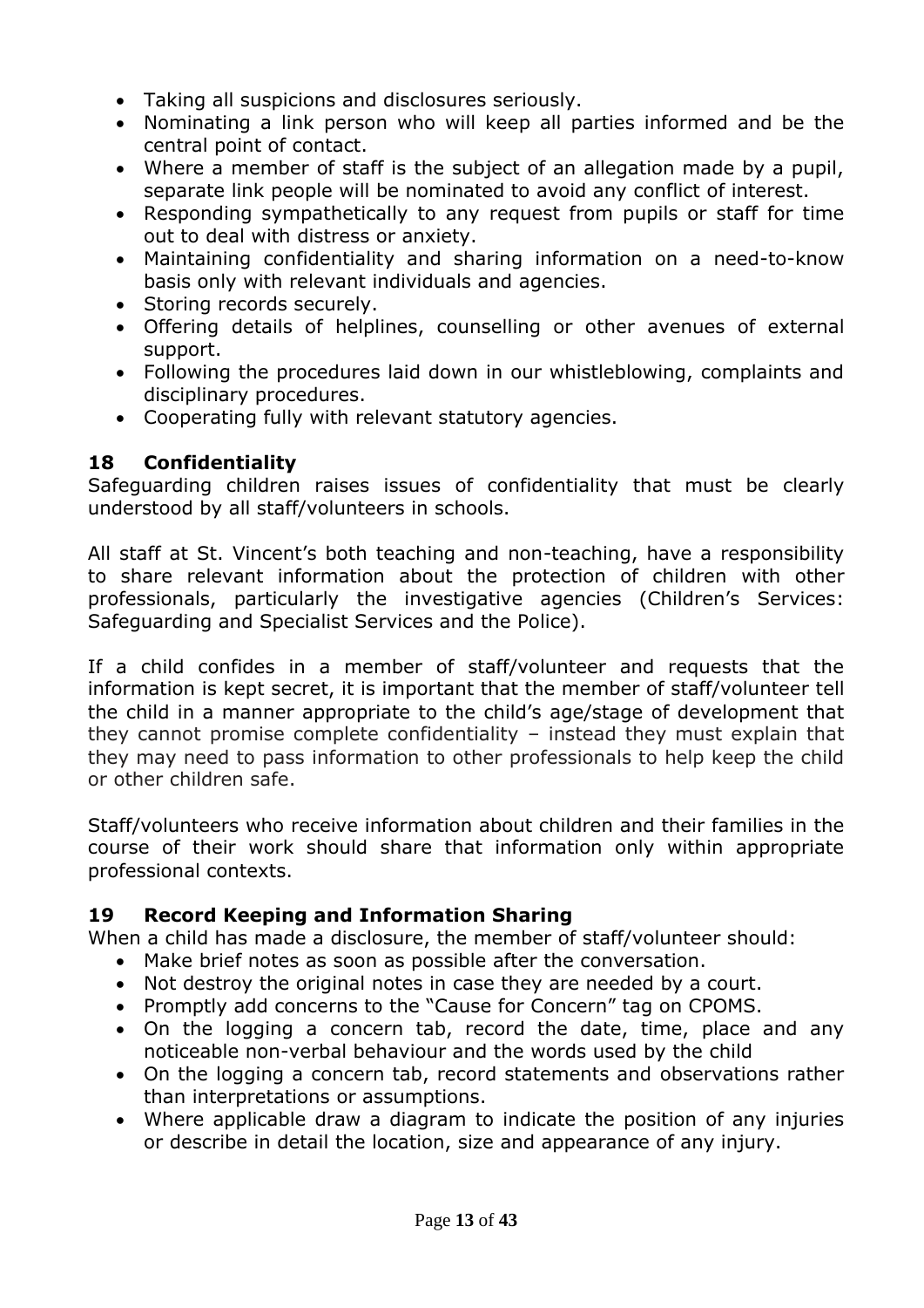- Taking all suspicions and disclosures seriously.
- Nominating a link person who will keep all parties informed and be the central point of contact.
- Where a member of staff is the subject of an allegation made by a pupil, separate link people will be nominated to avoid any conflict of interest.
- Responding sympathetically to any request from pupils or staff for time out to deal with distress or anxiety.
- Maintaining confidentiality and sharing information on a need-to-know basis only with relevant individuals and agencies.
- Storing records securely.
- Offering details of helplines, counselling or other avenues of external support.
- Following the procedures laid down in our whistleblowing, complaints and disciplinary procedures.
- Cooperating fully with relevant statutory agencies.

## 18 Confidentiality

Safeguarding children raises issues of confidentiality that must be clearly understood by all staff/volunteers in schools.

All staff at St. Vincent's both teaching and non-teaching, have a responsibility to share relevant information about the protection of children with other professionals, particularly the investigative agencies (Children's Services: Safeguarding and Specialist Services and the Police).

If a child confides in a member of staff/volunteer and requests that the information is kept secret, it is important that the member of staff/volunteer tell the child in a manner appropriate to the child's age/stage of development that they cannot promise complete confidentiality – instead they must explain that they may need to pass information to other professionals to help keep the child or other children safe.

Staff/volunteers who receive information about children and their families in the course of their work should share that information only within appropriate professional contexts.

## 19 Record Keeping and Information Sharing

When a child has made a disclosure, the member of staff/volunteer should:

- Make brief notes as soon as possible after the conversation.
- Not destroy the original notes in case they are needed by a court.
- Promptly add concerns to the "Cause for Concern" tag on CPOMS.
- On the logging a concern tab, record the date, time, place and any noticeable non-verbal behaviour and the words used by the child
- On the logging a concern tab, record statements and observations rather than interpretations or assumptions.
- Where applicable draw a diagram to indicate the position of any injuries or describe in detail the location, size and appearance of any injury.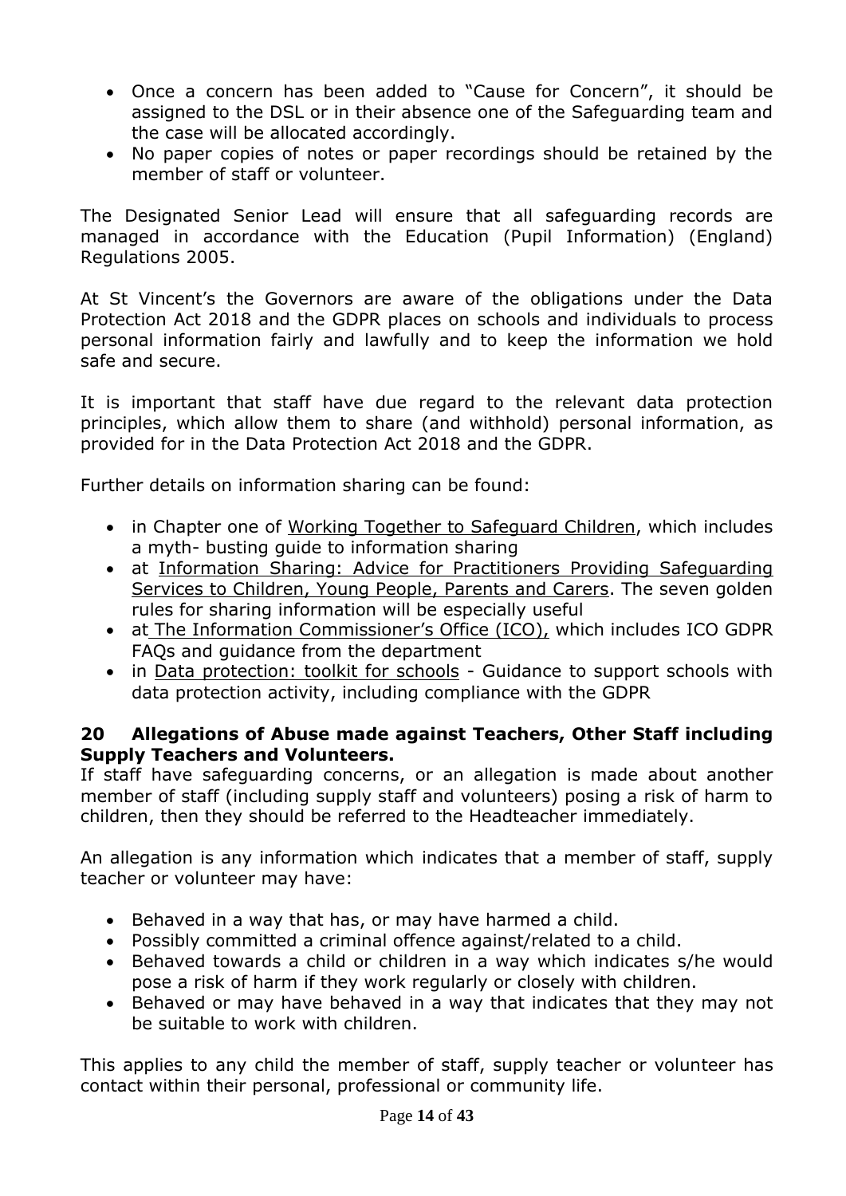- Once a concern has been added to "Cause for Concern", it should be assigned to the DSL or in their absence one of the Safeguarding team and the case will be allocated accordingly.
- No paper copies of notes or paper recordings should be retained by the member of staff or volunteer.

The Designated Senior Lead will ensure that all safeguarding records are managed in accordance with the Education (Pupil Information) (England) Regulations 2005.

At St Vincent's the Governors are aware of the obligations under the Data Protection Act 2018 and the GDPR places on schools and individuals to process personal information fairly and lawfully and to keep the information we hold safe and secure.

It is important that staff have due regard to the relevant data protection principles, which allow them to share (and withhold) personal information, as provided for in the Data Protection Act 2018 and the GDPR.

Further details on information sharing can be found:

- in Chapter one of Working Together to Safeguard Children, which includes a myth- busting guide to information sharing
- at Information Sharing: Advice for Practitioners Providing Safeguarding Services to Children, Young People, Parents and Carers. The seven golden rules for sharing information will be especially useful
- at The Information Commissioner's Office (ICO), which includes ICO GDPR FAQs and guidance from the department
- in Data protection: toolkit for schools - Guidance to support schools with data protection activity, including compliance with the GDPR

## 20 Allegations of Abuse made against Teachers, Other Staff including Supply Teachers and Volunteers.

If staff have safeguarding concerns, or an allegation is made about another member of staff (including supply staff and volunteers) posing a risk of harm to children, then they should be referred to the Headteacher immediately.

An allegation is any information which indicates that a member of staff, supply teacher or volunteer may have:

- Behaved in a way that has, or may have harmed a child.
- Possibly committed a criminal offence against/related to a child.
- Behaved towards a child or children in a way which indicates s/he would pose a risk of harm if they work regularly or closely with children.
- Behaved or may have behaved in a way that indicates that they may not be suitable to work with children.

This applies to any child the member of staff, supply teacher or volunteer has contact within their personal, professional or community life.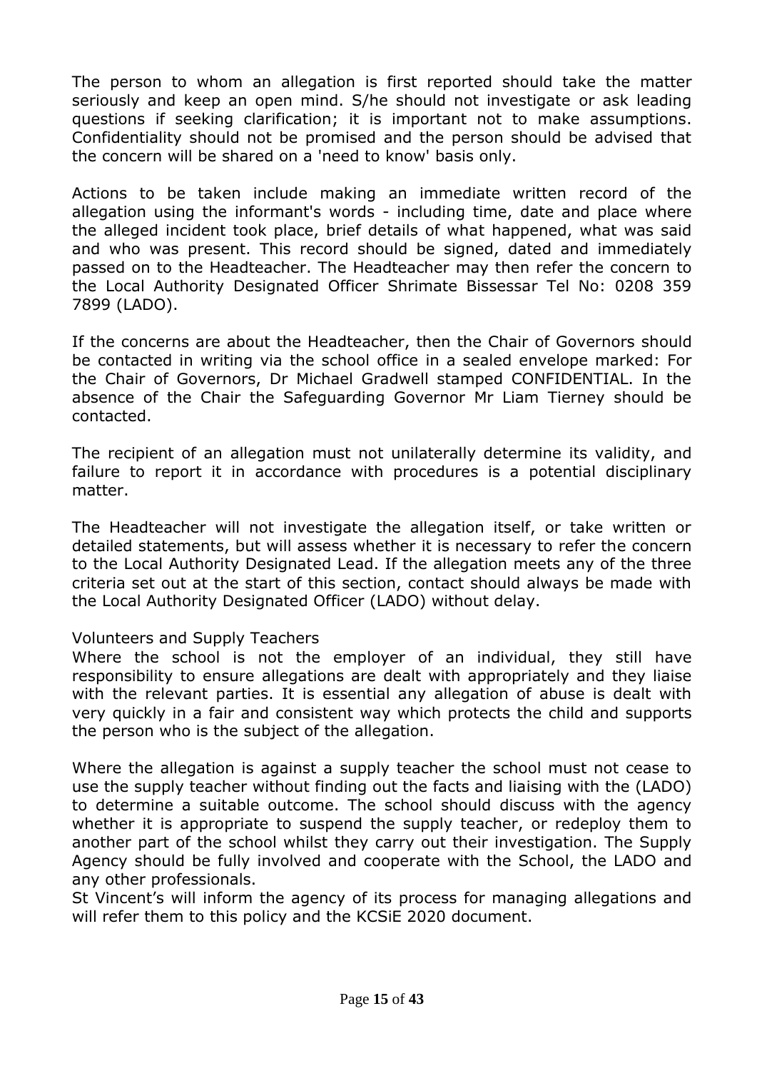The person to whom an allegation is first reported should take the matter seriously and keep an open mind. S/he should not investigate or ask leading questions if seeking clarification; it is important not to make assumptions. Confidentiality should not be promised and the person should be advised that the concern will be shared on a 'need to know' basis only.

Actions to be taken include making an immediate written record of the allegation using the informant's words - including time, date and place where the alleged incident took place, brief details of what happened, what was said and who was present. This record should be signed, dated and immediately passed on to the Headteacher. The Headteacher may then refer the concern to the Local Authority Designated Officer Shrimate Bissessar Tel No: 0208 359 7899 (LADO).

If the concerns are about the Headteacher, then the Chair of Governors should be contacted in writing via the school office in a sealed envelope marked: For the Chair of Governors, Dr Michael Gradwell stamped CONFIDENTIAL. In the absence of the Chair the Safeguarding Governor Mr Liam Tierney should be contacted.

The recipient of an allegation must not unilaterally determine its validity, and failure to report it in accordance with procedures is a potential disciplinary matter.

The Headteacher will not investigate the allegation itself, or take written or detailed statements, but will assess whether it is necessary to refer the concern to the Local Authority Designated Lead. If the allegation meets any of the three criteria set out at the start of this section, contact should always be made with the Local Authority Designated Officer (LADO) without delay.

Volunteers and Supply Teachers

Where the school is not the employer of an individual, they still have responsibility to ensure allegations are dealt with appropriately and they liaise with the relevant parties. It is essential any allegation of abuse is dealt with very quickly in a fair and consistent way which protects the child and supports the person who is the subject of the allegation.

Where the allegation is against a supply teacher the school must not cease to use the supply teacher without finding out the facts and liaising with the (LADO) to determine a suitable outcome. The school should discuss with the agency whether it is appropriate to suspend the supply teacher, or redeploy them to another part of the school whilst they carry out their investigation. The Supply Agency should be fully involved and cooperate with the School, the LADO and any other professionals.
St Vincent's will inform the agency of its process for managing allegations and will refer them to this policy and the KCSiE 2020 document.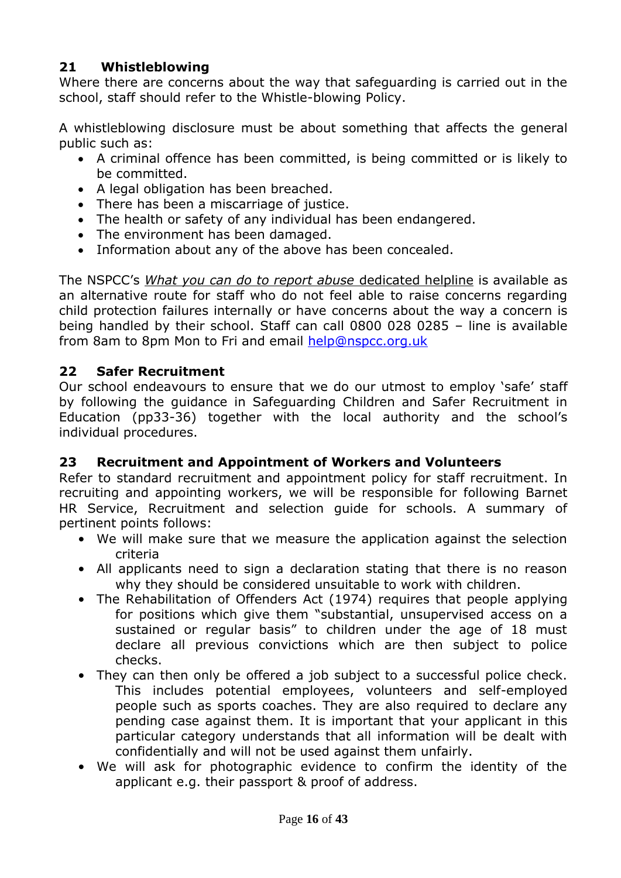## 21 Whistleblowing

Where there are concerns about the way that safeguarding is carried out in the school, staff should refer to the Whistle-blowing Policy.

A whistleblowing disclosure must be about something that affects the general public such as:

- A criminal offence has been committed, is being committed or is likely to be committed.
- A legal obligation has been breached.
- There has been a miscarriage of justice.
- The health or safety of any individual has been endangered.
- The environment has been damaged.
- Information about any of the above has been concealed.

The NSPCC's *What you can do to report abuse* dedicated helpline is available as an alternative route for staff who do not feel able to raise concerns regarding child protection failures internally or have concerns about the way a concern is being handled by their school. Staff can call 0800 028 0285 – line is available from 8am to 8pm Mon to Fri and email help@nspcc.org.uk

## 22 Safer Recruitment

Our school endeavours to ensure that we do our utmost to employ 'safe' staff by following the guidance in Safeguarding Children and Safer Recruitment in Education (pp33-36) together with the local authority and the school's individual procedures.

## 23 Recruitment and Appointment of Workers and Volunteers

Refer to standard recruitment and appointment policy for staff recruitment. In recruiting and appointing workers, we will be responsible for following Barnet HR Service, Recruitment and selection guide for schools. A summary of pertinent points follows:

- We will make sure that we measure the application against the selection criteria
- All applicants need to sign a declaration stating that there is no reason why they should be considered unsuitable to work with children.
- The Rehabilitation of Offenders Act (1974) requires that people applying for positions which give them "substantial, unsupervised access on a sustained or regular basis" to children under the age of 18 must declare all previous convictions which are then subject to police checks.
- They can then only be offered a job subject to a successful police check. This includes potential employees, volunteers and self-employed people such as sports coaches. They are also required to declare any pending case against them. It is important that your applicant in this particular category understands that all information will be dealt with confidentially and will not be used against them unfairly.
- We will ask for photographic evidence to confirm the identity of the applicant e.g. their passport & proof of address.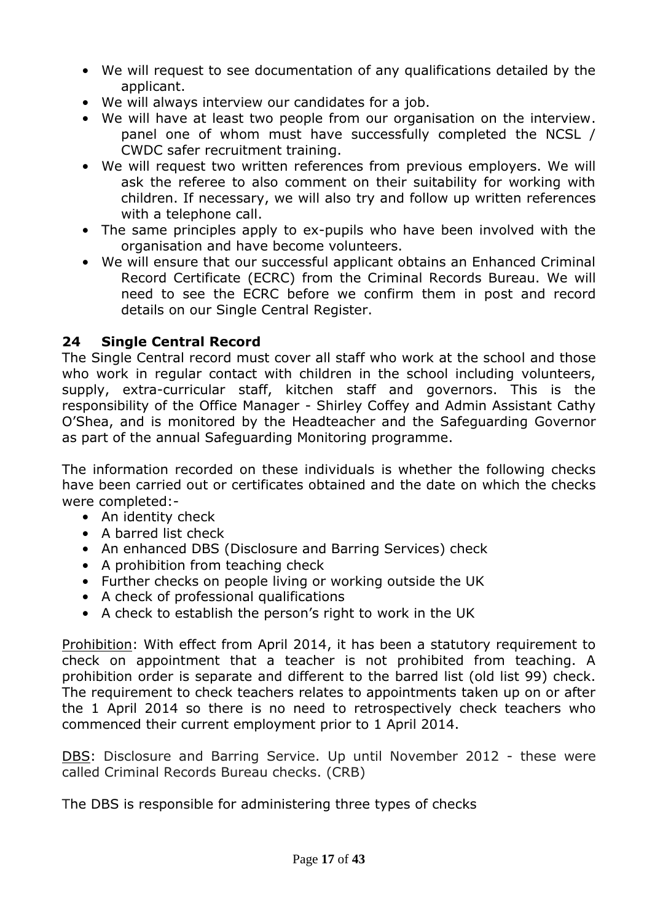- We will request to see documentation of any qualifications detailed by the applicant.
- We will always interview our candidates for a job.
- We will have at least two people from our organisation on the interview. panel one of whom must have successfully completed the NCSL / CWDC safer recruitment training.
- We will request two written references from previous employers. We will ask the referee to also comment on their suitability for working with children. If necessary, we will also try and follow up written references with a telephone call.
- The same principles apply to ex-pupils who have been involved with the organisation and have become volunteers.
- We will ensure that our successful applicant obtains an Enhanced Criminal Record Certificate (ECRC) from the Criminal Records Bureau. We will need to see the ECRC before we confirm them in post and record details on our Single Central Register.

## 24 Single Central Record

The Single Central record must cover all staff who work at the school and those who work in regular contact with children in the school including volunteers, supply, extra-curricular staff, kitchen staff and governors. This is the responsibility of the Office Manager - Shirley Coffey and Admin Assistant Cathy O'Shea, and is monitored by the Headteacher and the Safeguarding Governor as part of the annual Safeguarding Monitoring programme.

The information recorded on these individuals is whether the following checks have been carried out or certificates obtained and the date on which the checks were completed:-

- An identity check
- A barred list check
- An enhanced DBS (Disclosure and Barring Services) check
- A prohibition from teaching check
- Further checks on people living or working outside the UK
- A check of professional qualifications
- A check to establish the person's right to work in the UK

Prohibition: With effect from April 2014, it has been a statutory requirement to check on appointment that a teacher is not prohibited from teaching. A prohibition order is separate and different to the barred list (old list 99) check. The requirement to check teachers relates to appointments taken up on or after the 1 April 2014 so there is no need to retrospectively check teachers who commenced their current employment prior to 1 April 2014.

DBS: Disclosure and Barring Service. Up until November 2012 - these were called Criminal Records Bureau checks. (CRB)

The DBS is responsible for administering three types of checks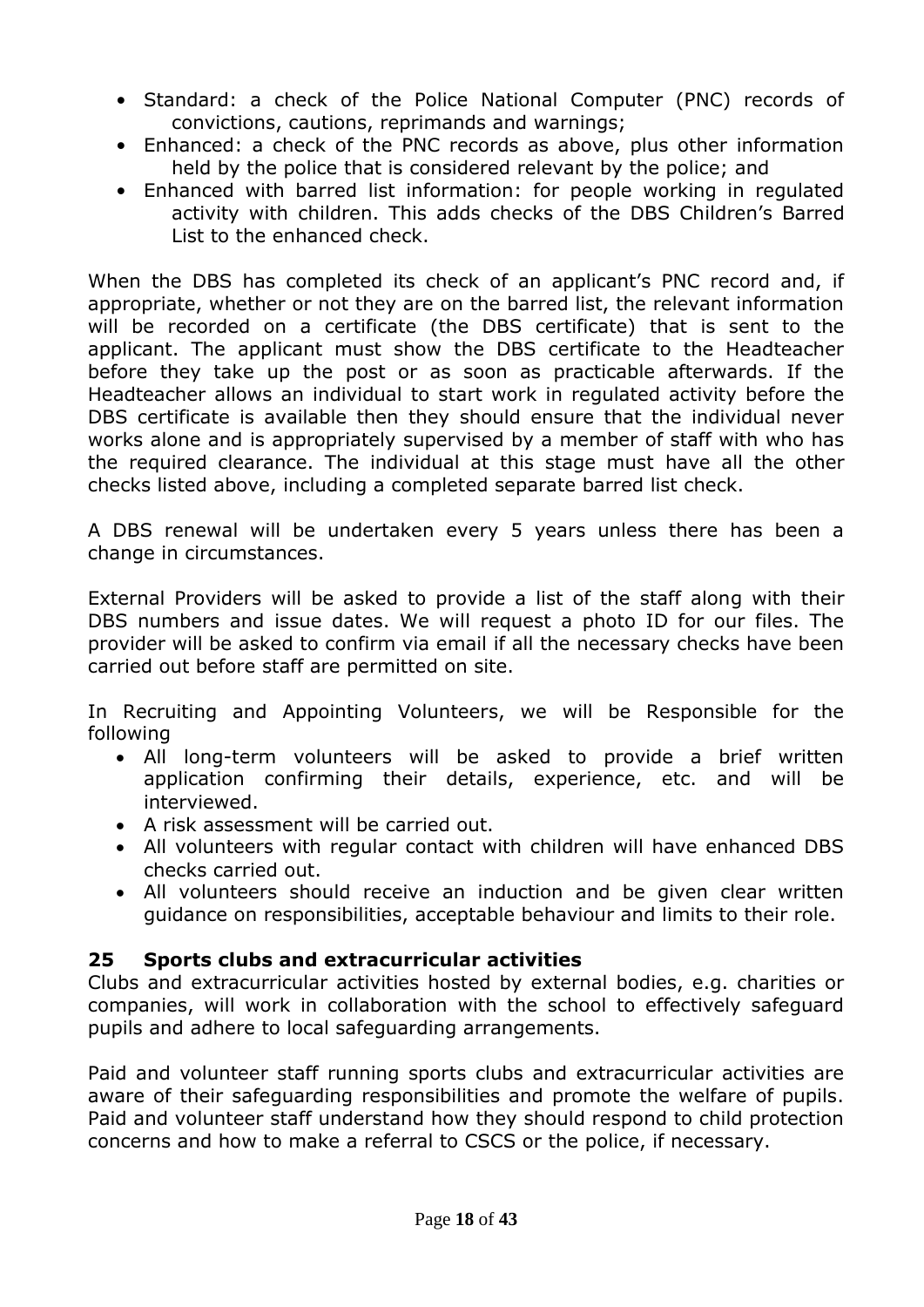- Standard: a check of the Police National Computer (PNC) records of convictions, cautions, reprimands and warnings;
- Enhanced: a check of the PNC records as above, plus other information held by the police that is considered relevant by the police; and
- Enhanced with barred list information: for people working in regulated activity with children. This adds checks of the DBS Children's Barred List to the enhanced check.

When the DBS has completed its check of an applicant's PNC record and, if appropriate, whether or not they are on the barred list, the relevant information will be recorded on a certificate (the DBS certificate) that is sent to the applicant. The applicant must show the DBS certificate to the Headteacher before they take up the post or as soon as practicable afterwards. If the Headteacher allows an individual to start work in regulated activity before the DBS certificate is available then they should ensure that the individual never works alone and is appropriately supervised by a member of staff with who has the required clearance. The individual at this stage must have all the other checks listed above, including a completed separate barred list check.

A DBS renewal will be undertaken every 5 years unless there has been a change in circumstances.

External Providers will be asked to provide a list of the staff along with their DBS numbers and issue dates. We will request a photo ID for our files. The provider will be asked to confirm via email if all the necessary checks have been carried out before staff are permitted on site.

In Recruiting and Appointing Volunteers, we will be Responsible for the following

- All long-term volunteers will be asked to provide a brief written application confirming their details, experience, etc. and will be interviewed.
- A risk assessment will be carried out.
- All volunteers with regular contact with children will have enhanced DBS checks carried out.
- All volunteers should receive an induction and be given clear written guidance on responsibilities, acceptable behaviour and limits to their role.

## 25 Sports clubs and extracurricular activities

Clubs and extracurricular activities hosted by external bodies, e.g. charities or companies, will work in collaboration with the school to effectively safeguard pupils and adhere to local safeguarding arrangements.

Paid and volunteer staff running sports clubs and extracurricular activities are aware of their safeguarding responsibilities and promote the welfare of pupils. Paid and volunteer staff understand how they should respond to child protection concerns and how to make a referral to CSCS or the police, if necessary.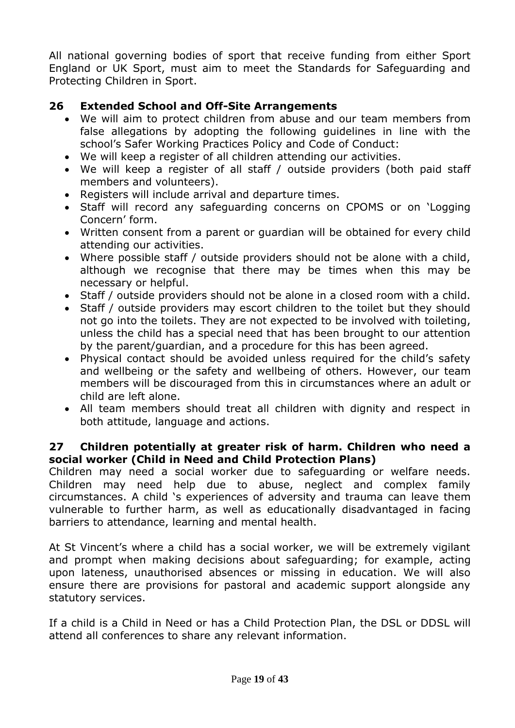All national governing bodies of sport that receive funding from either Sport England or UK Sport, must aim to meet the Standards for Safeguarding and Protecting Children in Sport.

## 26 Extended School and Off-Site Arrangements

- We will aim to protect children from abuse and our team members from false allegations by adopting the following guidelines in line with the school's Safer Working Practices Policy and Code of Conduct:
- We will keep a register of all children attending our activities.
- We will keep a register of all staff / outside providers (both paid staff members and volunteers).
- Registers will include arrival and departure times.
- Staff will record any safeguarding concerns on CPOMS or on 'Logging Concern' form.
- Written consent from a parent or guardian will be obtained for every child attending our activities.
- Where possible staff / outside providers should not be alone with a child, although we recognise that there may be times when this may be necessary or helpful.
- Staff / outside providers should not be alone in a closed room with a child.
- Staff / outside providers may escort children to the toilet but they should not go into the toilets. They are not expected to be involved with toileting, unless the child has a special need that has been brought to our attention by the parent/guardian, and a procedure for this has been agreed.
- Physical contact should be avoided unless required for the child's safety and wellbeing or the safety and wellbeing of others. However, our team members will be discouraged from this in circumstances where an adult or child are left alone.
- All team members should treat all children with dignity and respect in both attitude, language and actions.

## 27 Children potentially at greater risk of harm. Children who need a social worker (Child in Need and Child Protection Plans)

Children may need a social worker due to safeguarding or welfare needs. Children may need help due to abuse, neglect and complex family circumstances. A child 's experiences of adversity and trauma can leave them vulnerable to further harm, as well as educationally disadvantaged in facing barriers to attendance, learning and mental health.

At St Vincent's where a child has a social worker, we will be extremely vigilant and prompt when making decisions about safeguarding; for example, acting upon lateness, unauthorised absences or missing in education. We will also ensure there are provisions for pastoral and academic support alongside any statutory services.

If a child is a Child in Need or has a Child Protection Plan, the DSL or DDSL will attend all conferences to share any relevant information.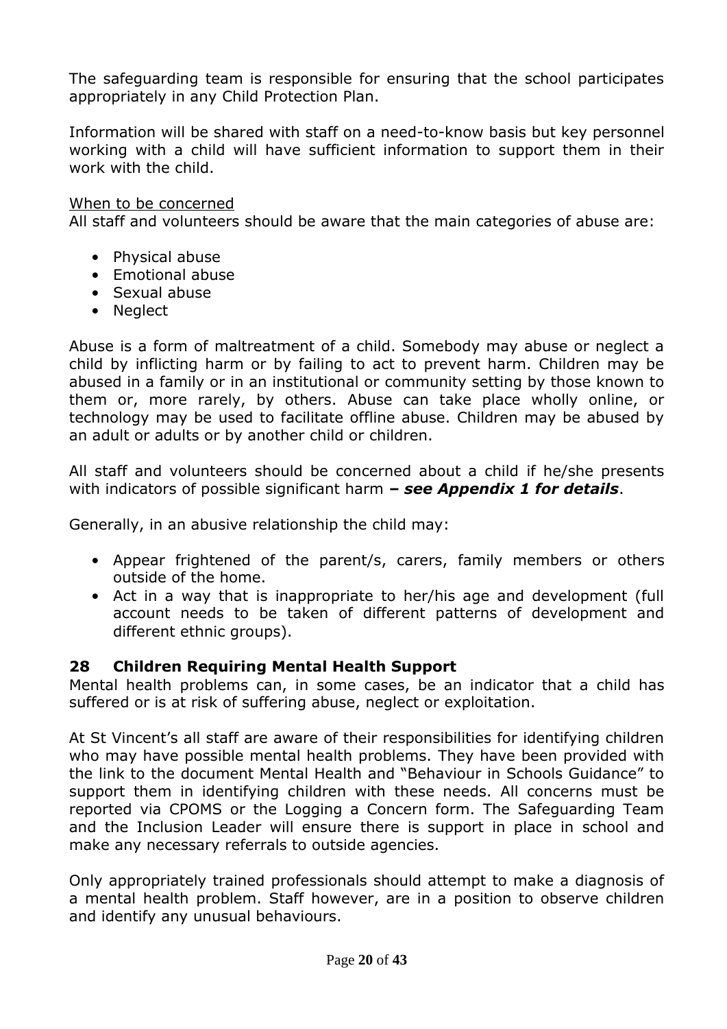The safeguarding team is responsible for ensuring that the school participates appropriately in any Child Protection Plan.

Information will be shared with staff on a need-to-know basis but key personnel working with a child will have sufficient information to support them in their work with the child.

<u>When to be concerned</u>
All staff and volunteers should be aware that the main categories of abuse are:

- Physical abuse
- Emotional abuse
- Sexual abuse
- Neglect

Abuse is a form of maltreatment of a child. Somebody may abuse or neglect a child by inflicting harm or by failing to act to prevent harm. Children may be abused in a family or in an institutional or community setting by those known to them or, more rarely, by others. Abuse can take place wholly online, or technology may be used to facilitate offline abuse. Children may be abused by an adult or adults or by another child or children.

All staff and volunteers should be concerned about a child if he/she presents with indicators of possible significant harm ***– see Appendix 1 for details***.

Generally, in an abusive relationship the child may:

- Appear frightened of the parent/s, carers, family members or others outside of the home.
- Act in a way that is inappropriate to her/his age and development (full account needs to be taken of different patterns of development and different ethnic groups).

## 28 Children Requiring Mental Health Support

Mental health problems can, in some cases, be an indicator that a child has suffered or is at risk of suffering abuse, neglect or exploitation.

At St Vincent's all staff are aware of their responsibilities for identifying children who may have possible mental health problems. They have been provided with the link to the document Mental Health and "Behaviour in Schools Guidance" to support them in identifying children with these needs. All concerns must be reported via CPOMS or the Logging a Concern form. The Safeguarding Team and the Inclusion Leader will ensure there is support in place in school and make any necessary referrals to outside agencies.

Only appropriately trained professionals should attempt to make a diagnosis of a mental health problem. Staff however, are in a position to observe children and identify any unusual behaviours.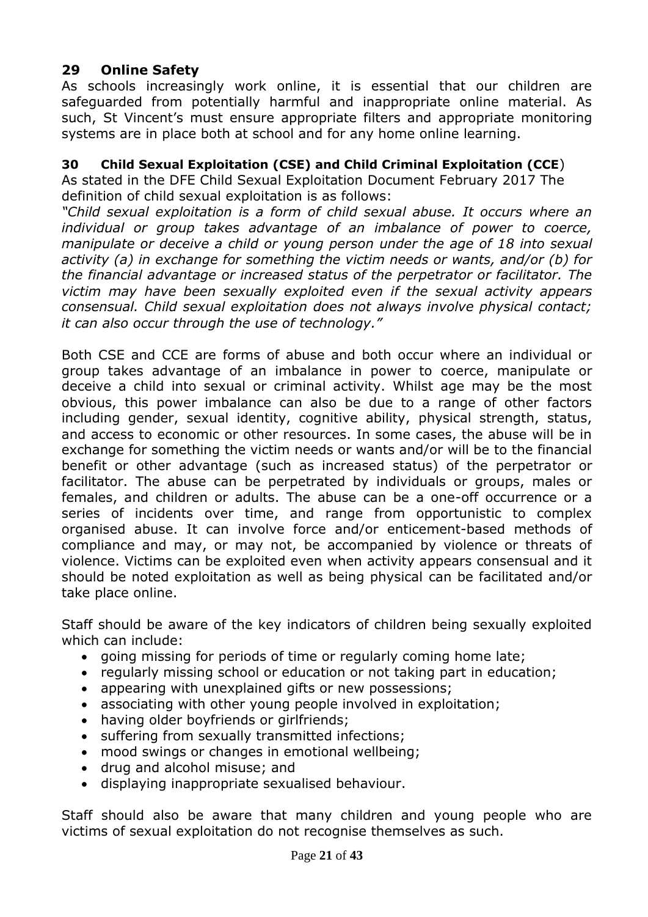## 29 Online Safety

As schools increasingly work online, it is essential that our children are safeguarded from potentially harmful and inappropriate online material. As such, St Vincent's must ensure appropriate filters and appropriate monitoring systems are in place both at school and for any home online learning.

## 30 Child Sexual Exploitation (CSE) and Child Criminal Exploitation (CCE)

As stated in the DFE Child Sexual Exploitation Document February 2017 The definition of child sexual exploitation is as follows:

*"Child sexual exploitation is a form of child sexual abuse. It occurs where an individual or group takes advantage of an imbalance of power to coerce, manipulate or deceive a child or young person under the age of 18 into sexual activity (a) in exchange for something the victim needs or wants, and/or (b) for the financial advantage or increased status of the perpetrator or facilitator. The victim may have been sexually exploited even if the sexual activity appears consensual. Child sexual exploitation does not always involve physical contact; it can also occur through the use of technology."*

Both CSE and CCE are forms of abuse and both occur where an individual or group takes advantage of an imbalance in power to coerce, manipulate or deceive a child into sexual or criminal activity. Whilst age may be the most obvious, this power imbalance can also be due to a range of other factors including gender, sexual identity, cognitive ability, physical strength, status, and access to economic or other resources. In some cases, the abuse will be in exchange for something the victim needs or wants and/or will be to the financial benefit or other advantage (such as increased status) of the perpetrator or facilitator. The abuse can be perpetrated by individuals or groups, males or females, and children or adults. The abuse can be a one-off occurrence or a series of incidents over time, and range from opportunistic to complex organised abuse. It can involve force and/or enticement-based methods of compliance and may, or may not, be accompanied by violence or threats of violence. Victims can be exploited even when activity appears consensual and it should be noted exploitation as well as being physical can be facilitated and/or take place online.

Staff should be aware of the key indicators of children being sexually exploited which can include:

- going missing for periods of time or regularly coming home late;
- regularly missing school or education or not taking part in education;
- appearing with unexplained gifts or new possessions;
- associating with other young people involved in exploitation;
- having older boyfriends or girlfriends;
- suffering from sexually transmitted infections;
- mood swings or changes in emotional wellbeing;
- drug and alcohol misuse; and
- displaying inappropriate sexualised behaviour.

Staff should also be aware that many children and young people who are victims of sexual exploitation do not recognise themselves as such.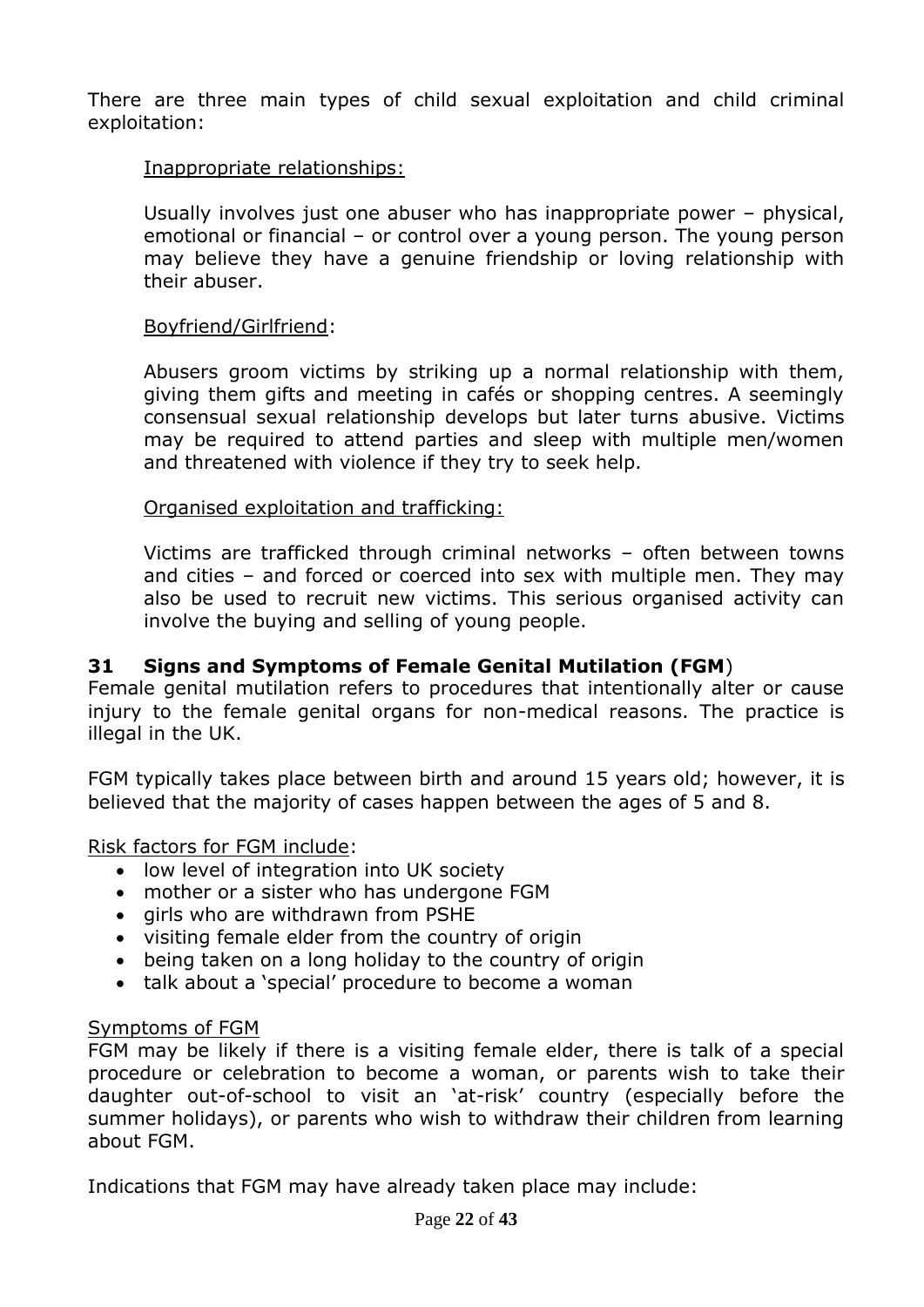There are three main types of child sexual exploitation and child criminal exploitation:

Inappropriate relationships:

Usually involves just one abuser who has inappropriate power – physical, emotional or financial – or control over a young person. The young person may believe they have a genuine friendship or loving relationship with their abuser.

Boyfriend/Girlfriend:

Abusers groom victims by striking up a normal relationship with them, giving them gifts and meeting in cafés or shopping centres. A seemingly consensual sexual relationship develops but later turns abusive. Victims may be required to attend parties and sleep with multiple men/women and threatened with violence if they try to seek help.

Organised exploitation and trafficking:

Victims are trafficked through criminal networks – often between towns and cities – and forced or coerced into sex with multiple men. They may also be used to recruit new victims. This serious organised activity can involve the buying and selling of young people.

## 31 Signs and Symptoms of Female Genital Mutilation (FGM)

Female genital mutilation refers to procedures that intentionally alter or cause injury to the female genital organs for non-medical reasons. The practice is illegal in the UK.

FGM typically takes place between birth and around 15 years old; however, it is believed that the majority of cases happen between the ages of 5 and 8.

Risk factors for FGM include:

- low level of integration into UK society
- mother or a sister who has undergone FGM
- girls who are withdrawn from PSHE
- visiting female elder from the country of origin
- being taken on a long holiday to the country of origin
- talk about a 'special' procedure to become a woman

Symptoms of FGM

FGM may be likely if there is a visiting female elder, there is talk of a special procedure or celebration to become a woman, or parents wish to take their daughter out-of-school to visit an 'at-risk' country (especially before the summer holidays), or parents who wish to withdraw their children from learning about FGM.

Indications that FGM may have already taken place may include: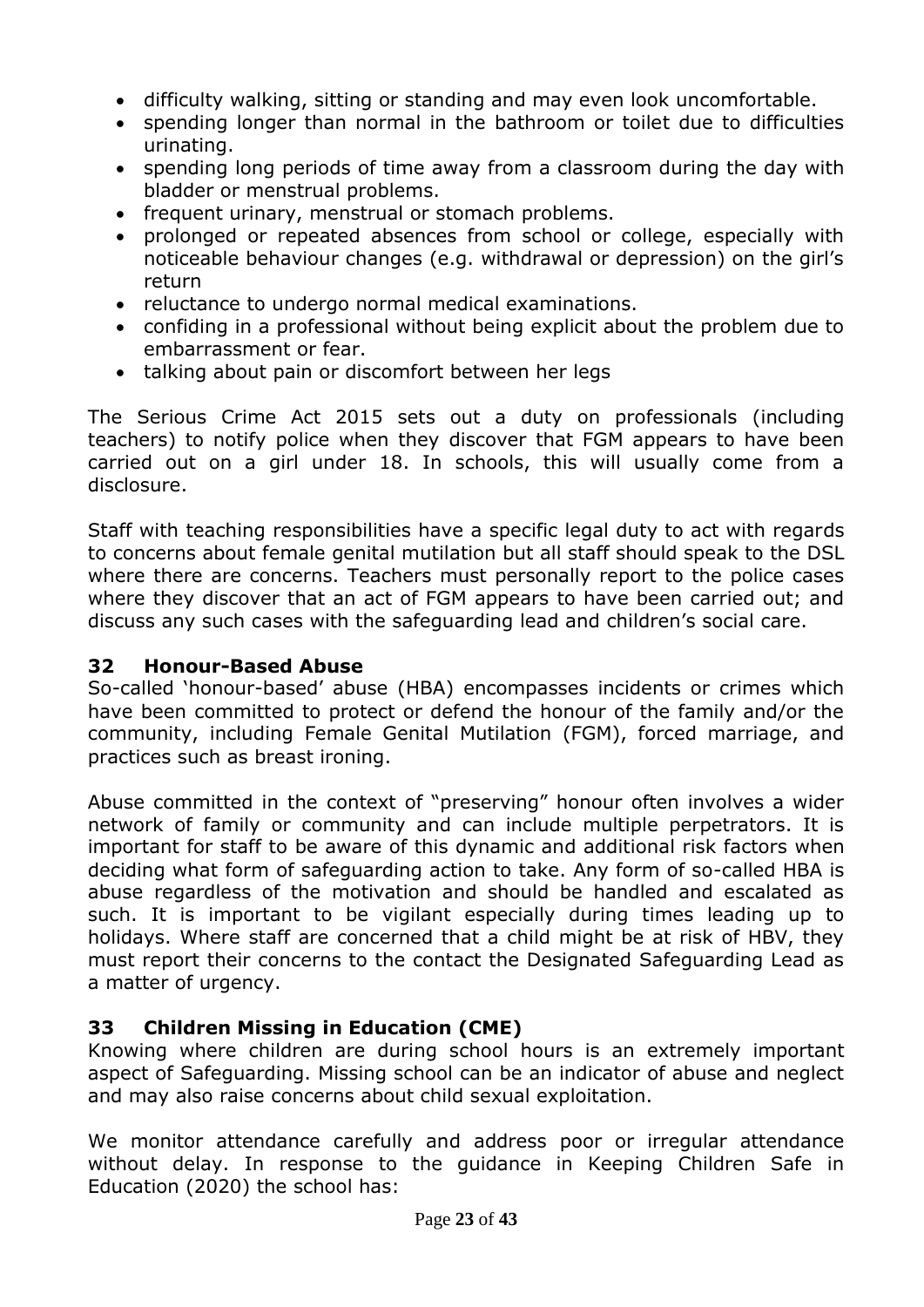- difficulty walking, sitting or standing and may even look uncomfortable.
- spending longer than normal in the bathroom or toilet due to difficulties urinating.
- spending long periods of time away from a classroom during the day with bladder or menstrual problems.
- frequent urinary, menstrual or stomach problems.
- prolonged or repeated absences from school or college, especially with noticeable behaviour changes (e.g. withdrawal or depression) on the girl's return
- reluctance to undergo normal medical examinations.
- confiding in a professional without being explicit about the problem due to embarrassment or fear.
- talking about pain or discomfort between her legs

The Serious Crime Act 2015 sets out a duty on professionals (including teachers) to notify police when they discover that FGM appears to have been carried out on a girl under 18. In schools, this will usually come from a disclosure.

Staff with teaching responsibilities have a specific legal duty to act with regards to concerns about female genital mutilation but all staff should speak to the DSL where there are concerns. Teachers must personally report to the police cases where they discover that an act of FGM appears to have been carried out; and discuss any such cases with the safeguarding lead and children's social care.

## 32 Honour-Based Abuse

So-called 'honour-based' abuse (HBA) encompasses incidents or crimes which have been committed to protect or defend the honour of the family and/or the community, including Female Genital Mutilation (FGM), forced marriage, and practices such as breast ironing.

Abuse committed in the context of "preserving" honour often involves a wider network of family or community and can include multiple perpetrators. It is important for staff to be aware of this dynamic and additional risk factors when deciding what form of safeguarding action to take. Any form of so-called HBA is abuse regardless of the motivation and should be handled and escalated as such. It is important to be vigilant especially during times leading up to holidays. Where staff are concerned that a child might be at risk of HBV, they must report their concerns to the contact the Designated Safeguarding Lead as a matter of urgency.

## 33 Children Missing in Education (CME)

Knowing where children are during school hours is an extremely important aspect of Safeguarding. Missing school can be an indicator of abuse and neglect and may also raise concerns about child sexual exploitation.

We monitor attendance carefully and address poor or irregular attendance without delay. In response to the guidance in Keeping Children Safe in Education (2020) the school has: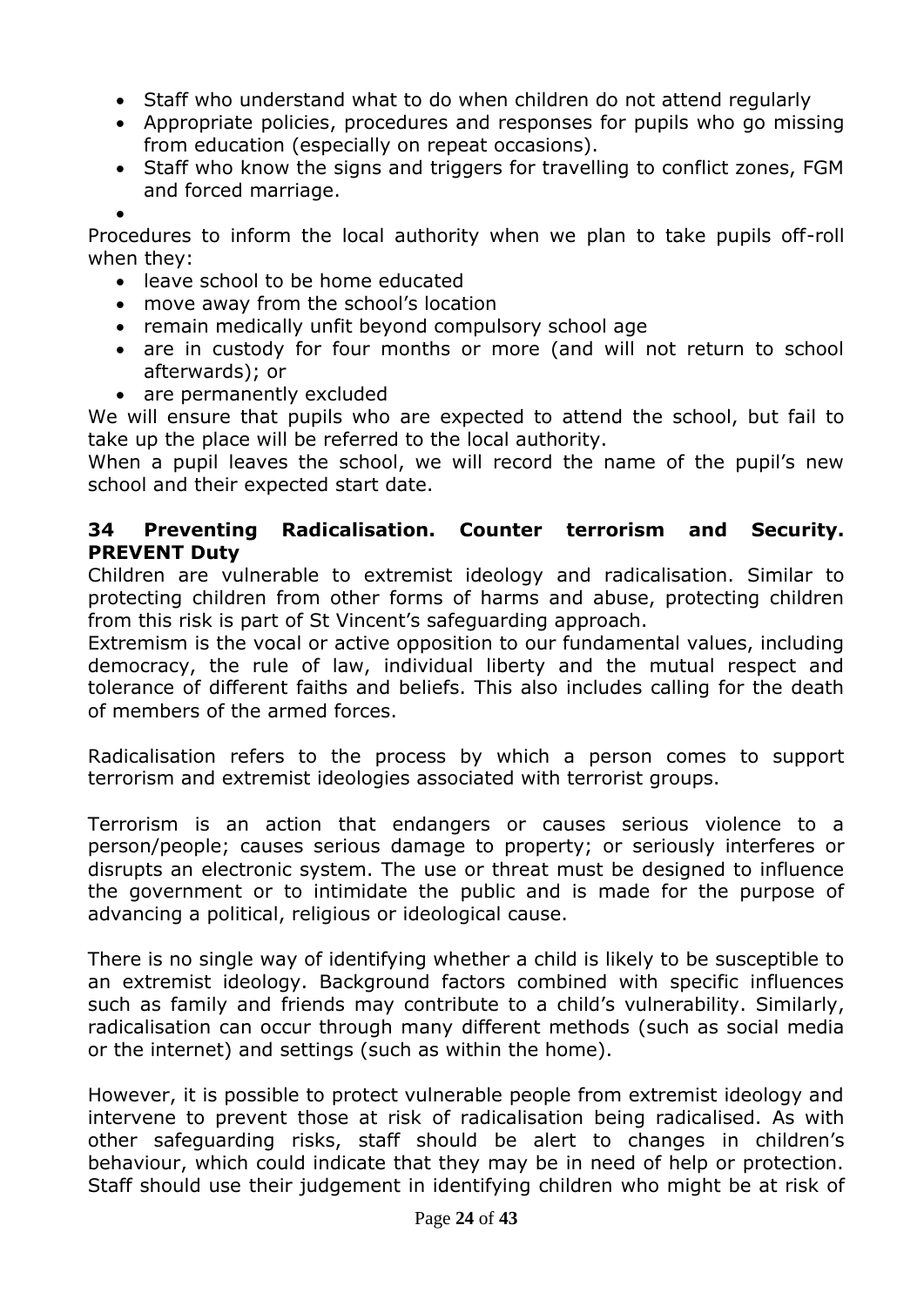- Staff who understand what to do when children do not attend regularly
- Appropriate policies, procedures and responses for pupils who go missing from education (especially on repeat occasions).
- Staff who know the signs and triggers for travelling to conflict zones, FGM and forced marriage.
-

Procedures to inform the local authority when we plan to take pupils off-roll when they:

- leave school to be home educated
- move away from the school's location
- remain medically unfit beyond compulsory school age
- are in custody for four months or more (and will not return to school afterwards); or
- are permanently excluded

We will ensure that pupils who are expected to attend the school, but fail to take up the place will be referred to the local authority.

When a pupil leaves the school, we will record the name of the pupil's new school and their expected start date.

## 34 Preventing Radicalisation. Counter terrorism and Security. PREVENT Duty

Children are vulnerable to extremist ideology and radicalisation. Similar to protecting children from other forms of harms and abuse, protecting children from this risk is part of St Vincent's safeguarding approach.

Extremism is the vocal or active opposition to our fundamental values, including democracy, the rule of law, individual liberty and the mutual respect and tolerance of different faiths and beliefs. This also includes calling for the death of members of the armed forces.

Radicalisation refers to the process by which a person comes to support terrorism and extremist ideologies associated with terrorist groups.

Terrorism is an action that endangers or causes serious violence to a person/people; causes serious damage to property; or seriously interferes or disrupts an electronic system. The use or threat must be designed to influence the government or to intimidate the public and is made for the purpose of advancing a political, religious or ideological cause.

There is no single way of identifying whether a child is likely to be susceptible to an extremist ideology. Background factors combined with specific influences such as family and friends may contribute to a child's vulnerability. Similarly, radicalisation can occur through many different methods (such as social media or the internet) and settings (such as within the home).

However, it is possible to protect vulnerable people from extremist ideology and intervene to prevent those at risk of radicalisation being radicalised. As with other safeguarding risks, staff should be alert to changes in children's behaviour, which could indicate that they may be in need of help or protection. Staff should use their judgement in identifying children who might be at risk of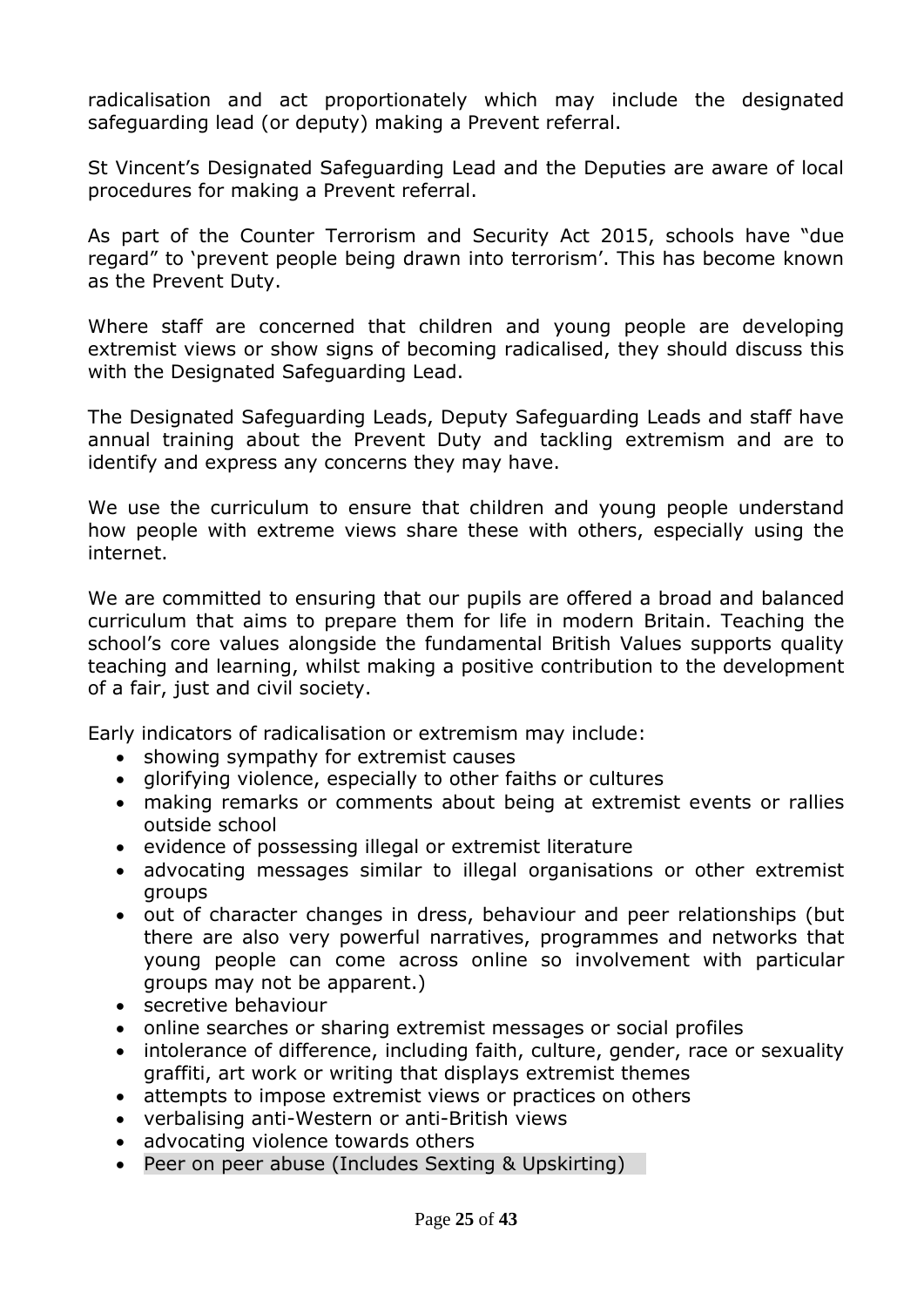radicalisation and act proportionately which may include the designated safeguarding lead (or deputy) making a Prevent referral.

St Vincent's Designated Safeguarding Lead and the Deputies are aware of local procedures for making a Prevent referral.

As part of the Counter Terrorism and Security Act 2015, schools have "due regard" to 'prevent people being drawn into terrorism'. This has become known as the Prevent Duty.

Where staff are concerned that children and young people are developing extremist views or show signs of becoming radicalised, they should discuss this with the Designated Safeguarding Lead.

The Designated Safeguarding Leads, Deputy Safeguarding Leads and staff have annual training about the Prevent Duty and tackling extremism and are to identify and express any concerns they may have.

We use the curriculum to ensure that children and young people understand how people with extreme views share these with others, especially using the internet.

We are committed to ensuring that our pupils are offered a broad and balanced curriculum that aims to prepare them for life in modern Britain. Teaching the school's core values alongside the fundamental British Values supports quality teaching and learning, whilst making a positive contribution to the development of a fair, just and civil society.

Early indicators of radicalisation or extremism may include:

- showing sympathy for extremist causes
- glorifying violence, especially to other faiths or cultures
- making remarks or comments about being at extremist events or rallies outside school
- evidence of possessing illegal or extremist literature
- advocating messages similar to illegal organisations or other extremist groups
- out of character changes in dress, behaviour and peer relationships (but there are also very powerful narratives, programmes and networks that young people can come across online so involvement with particular groups may not be apparent.)
- secretive behaviour
- online searches or sharing extremist messages or social profiles
- intolerance of difference, including faith, culture, gender, race or sexuality graffiti, art work or writing that displays extremist themes
- attempts to impose extremist views or practices on others
- verbalising anti-Western or anti-British views
- advocating violence towards others
- Peer on peer abuse (Includes Sexting & Upskirting)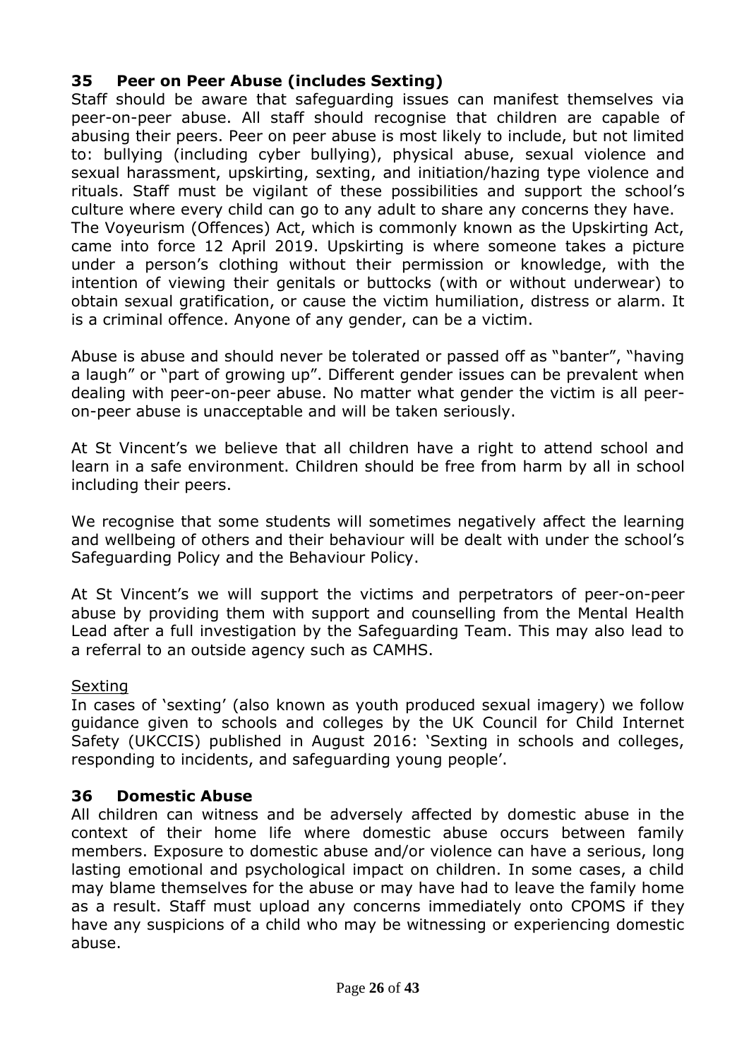## 35 Peer on Peer Abuse (includes Sexting)

Staff should be aware that safeguarding issues can manifest themselves via peer-on-peer abuse. All staff should recognise that children are capable of abusing their peers. Peer on peer abuse is most likely to include, but not limited to: bullying (including cyber bullying), physical abuse, sexual violence and sexual harassment, upskirting, sexting, and initiation/hazing type violence and rituals. Staff must be vigilant of these possibilities and support the school's culture where every child can go to any adult to share any concerns they have.
The Voyeurism (Offences) Act, which is commonly known as the Upskirting Act, came into force 12 April 2019. Upskirting is where someone takes a picture under a person's clothing without their permission or knowledge, with the intention of viewing their genitals or buttocks (with or without underwear) to obtain sexual gratification, or cause the victim humiliation, distress or alarm. It is a criminal offence. Anyone of any gender, can be a victim.

Abuse is abuse and should never be tolerated or passed off as "banter", "having a laugh" or "part of growing up". Different gender issues can be prevalent when dealing with peer-on-peer abuse. No matter what gender the victim is all peer-on-peer abuse is unacceptable and will be taken seriously.

At St Vincent's we believe that all children have a right to attend school and learn in a safe environment. Children should be free from harm by all in school including their peers.

We recognise that some students will sometimes negatively affect the learning and wellbeing of others and their behaviour will be dealt with under the school's Safeguarding Policy and the Behaviour Policy.

At St Vincent's we will support the victims and perpetrators of peer-on-peer abuse by providing them with support and counselling from the Mental Health Lead after a full investigation by the Safeguarding Team. This may also lead to a referral to an outside agency such as CAMHS.

<u>Sexting</u>

In cases of 'sexting' (also known as youth produced sexual imagery) we follow guidance given to schools and colleges by the UK Council for Child Internet Safety (UKCCIS) published in August 2016: 'Sexting in schools and colleges, responding to incidents, and safeguarding young people'.

## 36 Domestic Abuse

All children can witness and be adversely affected by domestic abuse in the context of their home life where domestic abuse occurs between family members. Exposure to domestic abuse and/or violence can have a serious, long lasting emotional and psychological impact on children. In some cases, a child may blame themselves for the abuse or may have had to leave the family home as a result. Staff must upload any concerns immediately onto CPOMS if they have any suspicions of a child who may be witnessing or experiencing domestic abuse.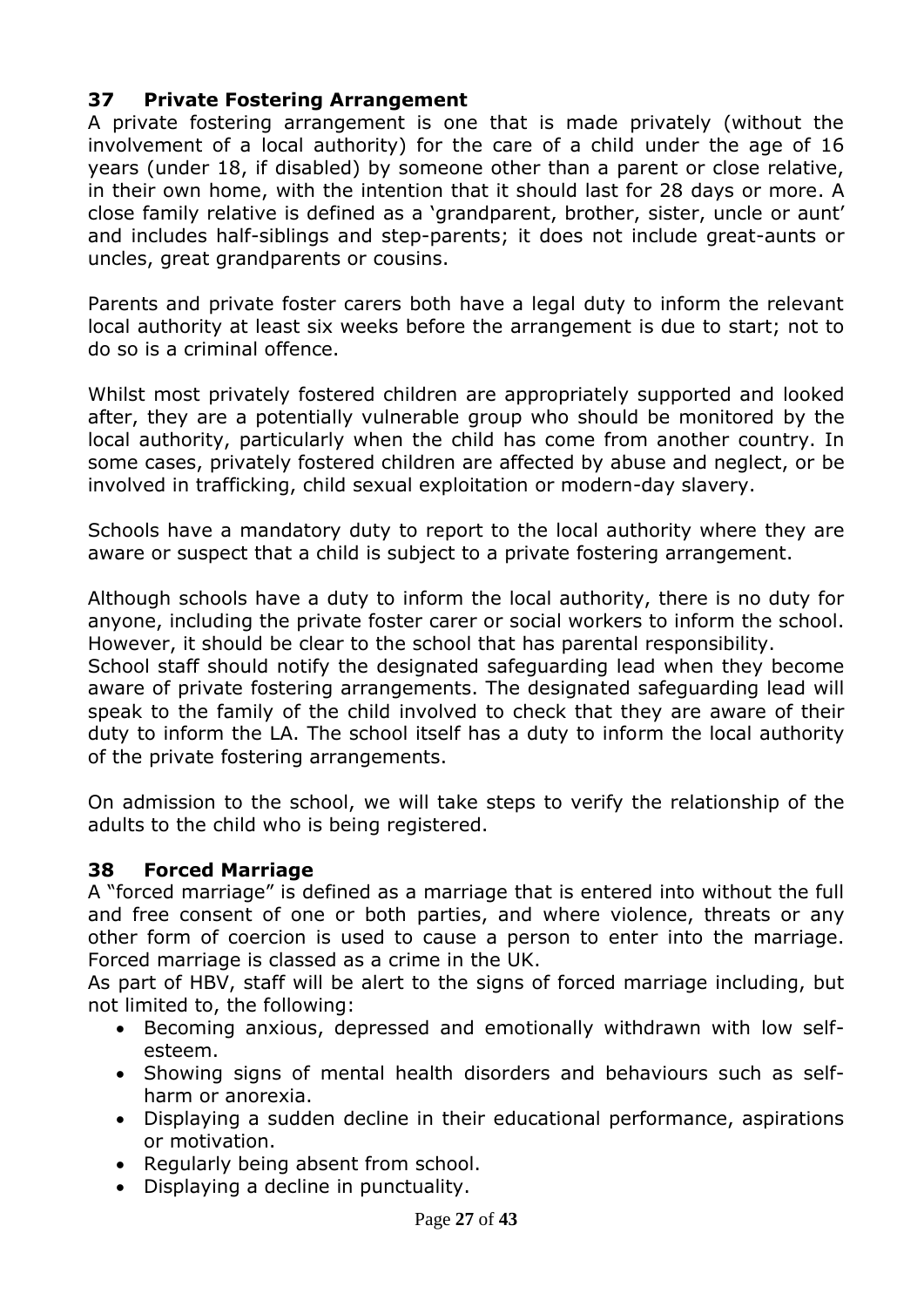## 37 Private Fostering Arrangement

A private fostering arrangement is one that is made privately (without the involvement of a local authority) for the care of a child under the age of 16 years (under 18, if disabled) by someone other than a parent or close relative, in their own home, with the intention that it should last for 28 days or more. A close family relative is defined as a 'grandparent, brother, sister, uncle or aunt' and includes half-siblings and step-parents; it does not include great-aunts or uncles, great grandparents or cousins.

Parents and private foster carers both have a legal duty to inform the relevant local authority at least six weeks before the arrangement is due to start; not to do so is a criminal offence.

Whilst most privately fostered children are appropriately supported and looked after, they are a potentially vulnerable group who should be monitored by the local authority, particularly when the child has come from another country. In some cases, privately fostered children are affected by abuse and neglect, or be involved in trafficking, child sexual exploitation or modern-day slavery.

Schools have a mandatory duty to report to the local authority where they are aware or suspect that a child is subject to a private fostering arrangement.

Although schools have a duty to inform the local authority, there is no duty for anyone, including the private foster carer or social workers to inform the school. However, it should be clear to the school that has parental responsibility.
School staff should notify the designated safeguarding lead when they become aware of private fostering arrangements. The designated safeguarding lead will speak to the family of the child involved to check that they are aware of their duty to inform the LA. The school itself has a duty to inform the local authority of the private fostering arrangements.

On admission to the school, we will take steps to verify the relationship of the adults to the child who is being registered.

## 38 Forced Marriage

A "forced marriage" is defined as a marriage that is entered into without the full and free consent of one or both parties, and where violence, threats or any other form of coercion is used to cause a person to enter into the marriage. Forced marriage is classed as a crime in the UK.
As part of HBV, staff will be alert to the signs of forced marriage including, but not limited to, the following:

- Becoming anxious, depressed and emotionally withdrawn with low self-esteem.
- Showing signs of mental health disorders and behaviours such as self-harm or anorexia.
- Displaying a sudden decline in their educational performance, aspirations or motivation.
- Regularly being absent from school.
- Displaying a decline in punctuality.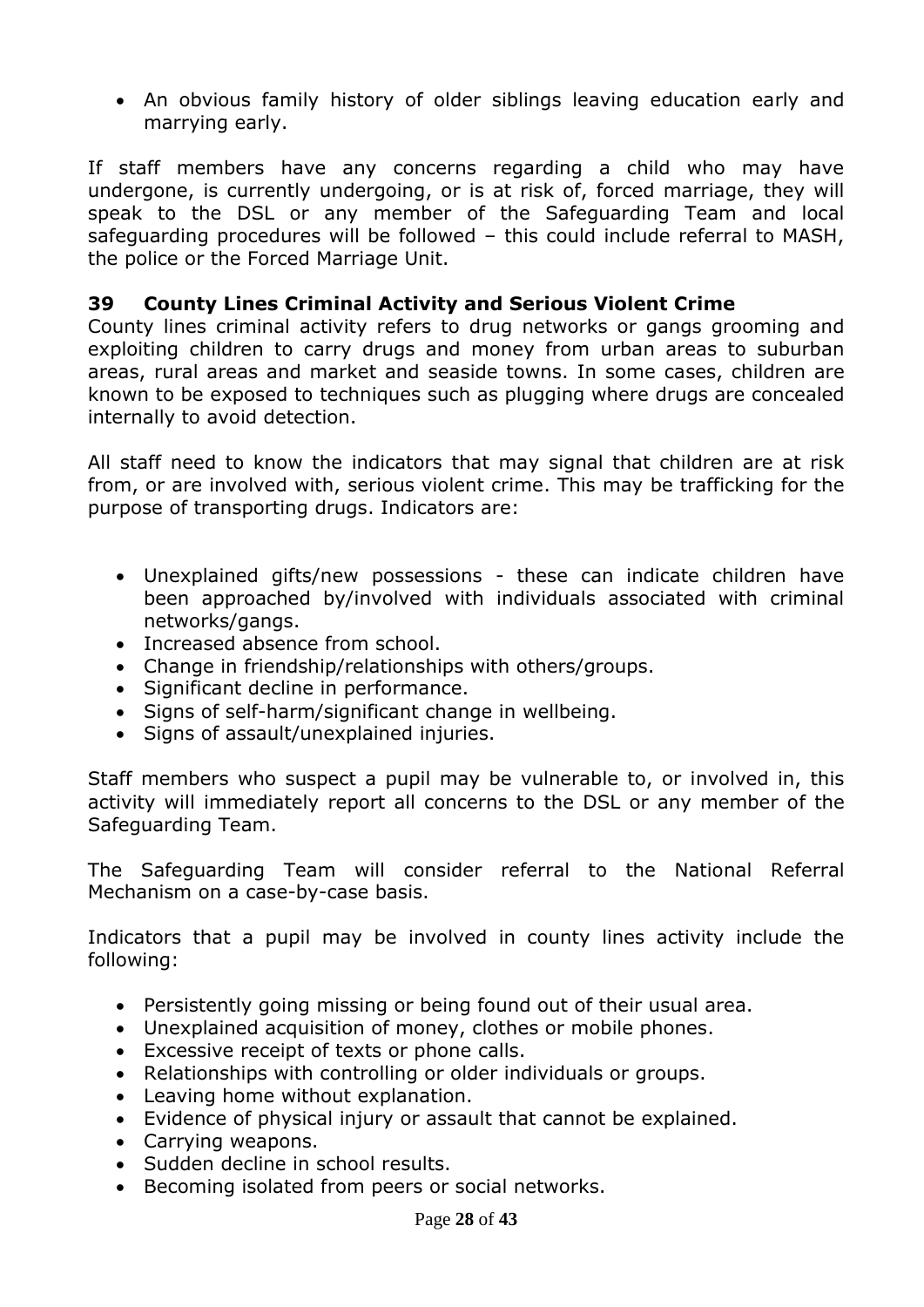- An obvious family history of older siblings leaving education early and marrying early.

If staff members have any concerns regarding a child who may have undergone, is currently undergoing, or is at risk of, forced marriage, they will speak to the DSL or any member of the Safeguarding Team and local safeguarding procedures will be followed – this could include referral to MASH, the police or the Forced Marriage Unit.

## 39 County Lines Criminal Activity and Serious Violent Crime

County lines criminal activity refers to drug networks or gangs grooming and exploiting children to carry drugs and money from urban areas to suburban areas, rural areas and market and seaside towns. In some cases, children are known to be exposed to techniques such as plugging where drugs are concealed internally to avoid detection.

All staff need to know the indicators that may signal that children are at risk from, or are involved with, serious violent crime. This may be trafficking for the purpose of transporting drugs. Indicators are:

- Unexplained gifts/new possessions - these can indicate children have been approached by/involved with individuals associated with criminal networks/gangs.
- Increased absence from school.
- Change in friendship/relationships with others/groups.
- Significant decline in performance.
- Signs of self-harm/significant change in wellbeing.
- Signs of assault/unexplained injuries.

Staff members who suspect a pupil may be vulnerable to, or involved in, this activity will immediately report all concerns to the DSL or any member of the Safeguarding Team.

The Safeguarding Team will consider referral to the National Referral Mechanism on a case-by-case basis.

Indicators that a pupil may be involved in county lines activity include the following:

- Persistently going missing or being found out of their usual area.
- Unexplained acquisition of money, clothes or mobile phones.
- Excessive receipt of texts or phone calls.
- Relationships with controlling or older individuals or groups.
- Leaving home without explanation.
- Evidence of physical injury or assault that cannot be explained.
- Carrying weapons.
- Sudden decline in school results.
- Becoming isolated from peers or social networks.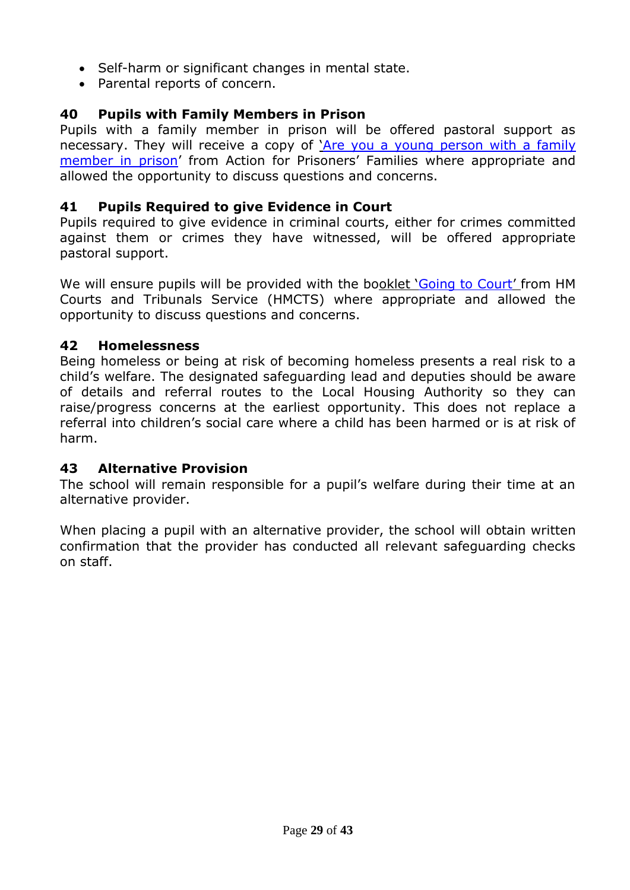- Self-harm or significant changes in mental state.
- Parental reports of concern.

## 40 Pupils with Family Members in Prison

Pupils with a family member in prison will be offered pastoral support as necessary. They will receive a copy of 'Are you a young person with a family member in prison' from Action for Prisoners' Families where appropriate and allowed the opportunity to discuss questions and concerns.

## 41 Pupils Required to give Evidence in Court

Pupils required to give evidence in criminal courts, either for crimes committed against them or crimes they have witnessed, will be offered appropriate pastoral support.

We will ensure pupils will be provided with the booklet 'Going to Court' from HM Courts and Tribunals Service (HMCTS) where appropriate and allowed the opportunity to discuss questions and concerns.

## 42 Homelessness

Being homeless or being at risk of becoming homeless presents a real risk to a child's welfare. The designated safeguarding lead and deputies should be aware of details and referral routes to the Local Housing Authority so they can raise/progress concerns at the earliest opportunity. This does not replace a referral into children's social care where a child has been harmed or is at risk of harm.

## 43 Alternative Provision

The school will remain responsible for a pupil's welfare during their time at an alternative provider.

When placing a pupil with an alternative provider, the school will obtain written confirmation that the provider has conducted all relevant safeguarding checks on staff.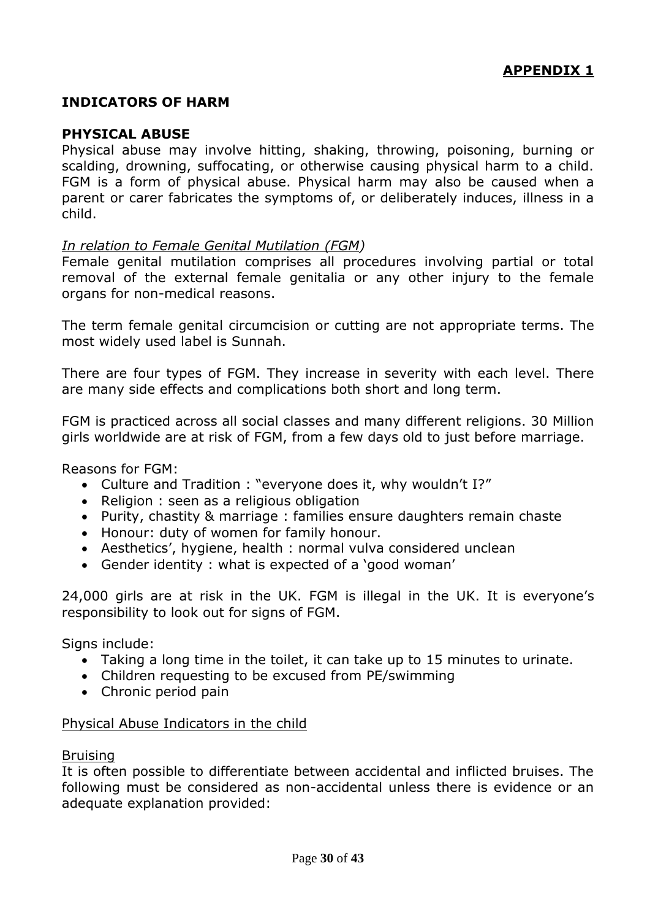**APPENDIX 1**

## INDICATORS OF HARM

### PHYSICAL ABUSE

Physical abuse may involve hitting, shaking, throwing, poisoning, burning or scalding, drowning, suffocating, or otherwise causing physical harm to a child. FGM is a form of physical abuse. Physical harm may also be caused when a parent or carer fabricates the symptoms of, or deliberately induces, illness in a child.

*In relation to Female Genital Mutilation (FGM)*

Female genital mutilation comprises all procedures involving partial or total removal of the external female genitalia or any other injury to the female organs for non-medical reasons.

The term female genital circumcision or cutting are not appropriate terms. The most widely used label is Sunnah.

There are four types of FGM. They increase in severity with each level. There are many side effects and complications both short and long term.

FGM is practiced across all social classes and many different religions. 30 Million girls worldwide are at risk of FGM, from a few days old to just before marriage.

Reasons for FGM:

- Culture and Tradition : "everyone does it, why wouldn't I?"
- Religion : seen as a religious obligation
- Purity, chastity & marriage : families ensure daughters remain chaste
- Honour: duty of women for family honour.
- Aesthetics', hygiene, health : normal vulva considered unclean
- Gender identity : what is expected of a 'good woman'

24,000 girls are at risk in the UK. FGM is illegal in the UK. It is everyone's responsibility to look out for signs of FGM.

Signs include:

- Taking a long time in the toilet, it can take up to 15 minutes to urinate.
- Children requesting to be excused from PE/swimming
- Chronic period pain

Physical Abuse Indicators in the child

Bruising

It is often possible to differentiate between accidental and inflicted bruises. The following must be considered as non-accidental unless there is evidence or an adequate explanation provided: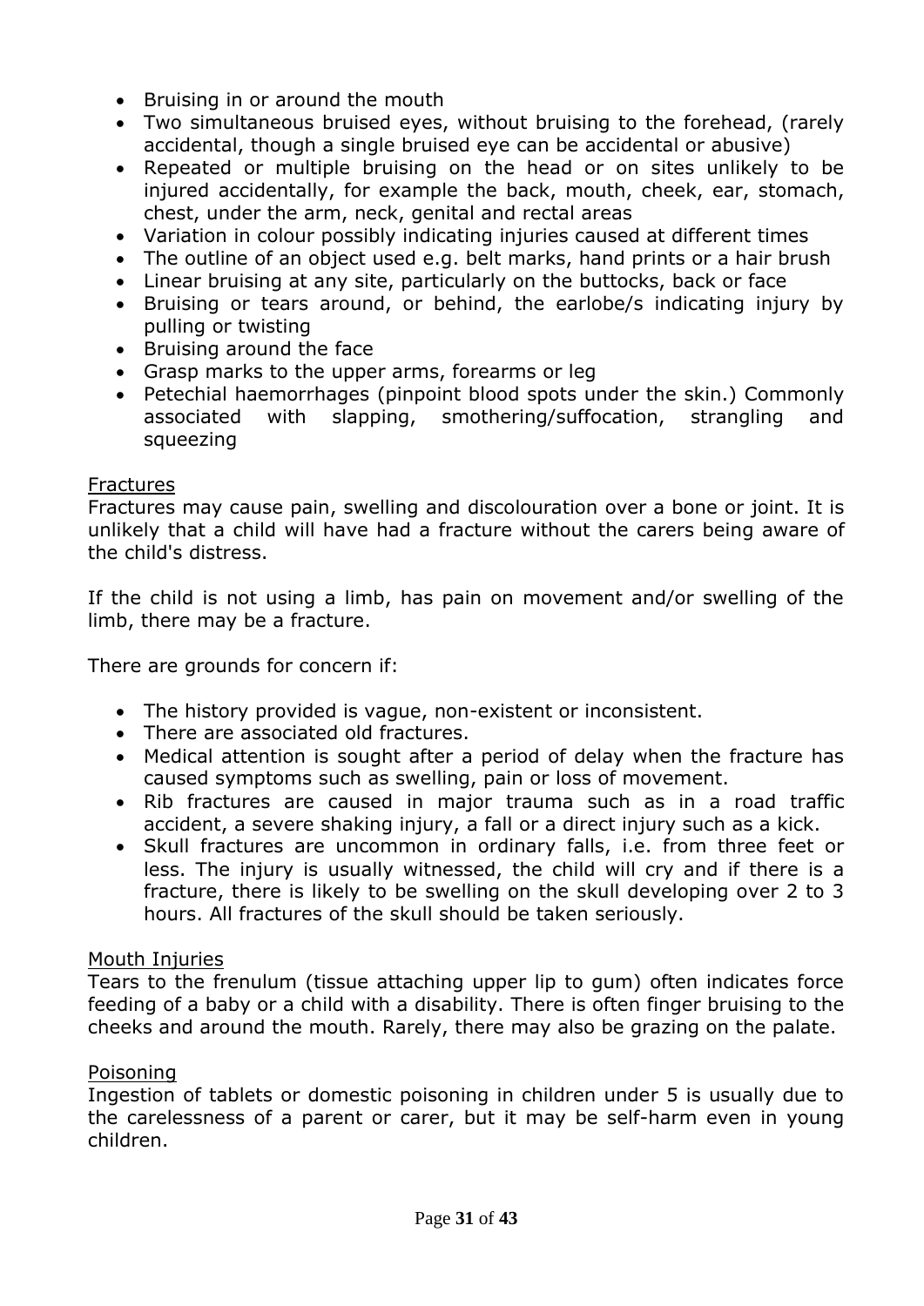- Bruising in or around the mouth
- Two simultaneous bruised eyes, without bruising to the forehead, (rarely accidental, though a single bruised eye can be accidental or abusive)
- Repeated or multiple bruising on the head or on sites unlikely to be injured accidentally, for example the back, mouth, cheek, ear, stomach, chest, under the arm, neck, genital and rectal areas
- Variation in colour possibly indicating injuries caused at different times
- The outline of an object used e.g. belt marks, hand prints or a hair brush
- Linear bruising at any site, particularly on the buttocks, back or face
- Bruising or tears around, or behind, the earlobe/s indicating injury by pulling or twisting
- Bruising around the face
- Grasp marks to the upper arms, forearms or leg
- Petechial haemorrhages (pinpoint blood spots under the skin.) Commonly associated with slapping, smothering/suffocation, strangling and squeezing

<u>Fractures</u>

Fractures may cause pain, swelling and discolouration over a bone or joint. It is unlikely that a child will have had a fracture without the carers being aware of the child's distress.

If the child is not using a limb, has pain on movement and/or swelling of the limb, there may be a fracture.

There are grounds for concern if:

- The history provided is vague, non-existent or inconsistent.
- There are associated old fractures.
- Medical attention is sought after a period of delay when the fracture has caused symptoms such as swelling, pain or loss of movement.
- Rib fractures are caused in major trauma such as in a road traffic accident, a severe shaking injury, a fall or a direct injury such as a kick.
- Skull fractures are uncommon in ordinary falls, i.e. from three feet or less. The injury is usually witnessed, the child will cry and if there is a fracture, there is likely to be swelling on the skull developing over 2 to 3 hours. All fractures of the skull should be taken seriously.

<u>Mouth Injuries</u>

Tears to the frenulum (tissue attaching upper lip to gum) often indicates force feeding of a baby or a child with a disability. There is often finger bruising to the cheeks and around the mouth. Rarely, there may also be grazing on the palate.

<u>Poisoning</u>

Ingestion of tablets or domestic poisoning in children under 5 is usually due to the carelessness of a parent or carer, but it may be self-harm even in young children.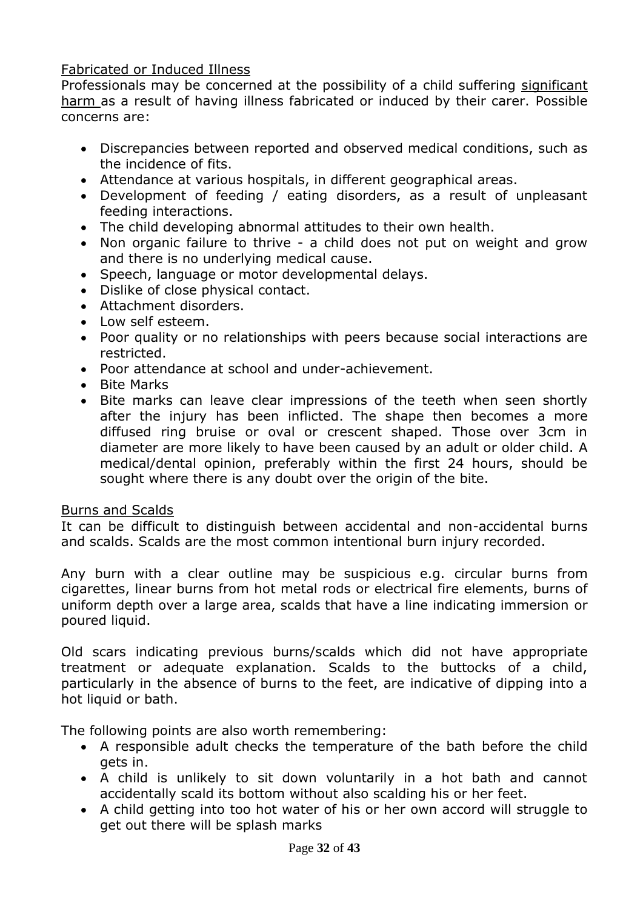<u>Fabricated or Induced Illness</u>
Professionals may be concerned at the possibility of a child suffering <u>significant harm</u> as a result of having illness fabricated or induced by their carer. Possible concerns are:

- Discrepancies between reported and observed medical conditions, such as the incidence of fits.
- Attendance at various hospitals, in different geographical areas.
- Development of feeding / eating disorders, as a result of unpleasant feeding interactions.
- The child developing abnormal attitudes to their own health.
- Non organic failure to thrive - a child does not put on weight and grow and there is no underlying medical cause.
- Speech, language or motor developmental delays.
- Dislike of close physical contact.
- Attachment disorders.
- Low self esteem.
- Poor quality or no relationships with peers because social interactions are restricted.
- Poor attendance at school and under-achievement.
- Bite Marks
- Bite marks can leave clear impressions of the teeth when seen shortly after the injury has been inflicted. The shape then becomes a more diffused ring bruise or oval or crescent shaped. Those over 3cm in diameter are more likely to have been caused by an adult or older child. A medical/dental opinion, preferably within the first 24 hours, should be sought where there is any doubt over the origin of the bite.

<u>Burns and Scalds</u>
It can be difficult to distinguish between accidental and non-accidental burns and scalds. Scalds are the most common intentional burn injury recorded.

Any burn with a clear outline may be suspicious e.g. circular burns from cigarettes, linear burns from hot metal rods or electrical fire elements, burns of uniform depth over a large area, scalds that have a line indicating immersion or poured liquid.

Old scars indicating previous burns/scalds which did not have appropriate treatment or adequate explanation. Scalds to the buttocks of a child, particularly in the absence of burns to the feet, are indicative of dipping into a hot liquid or bath.

The following points are also worth remembering:

- A responsible adult checks the temperature of the bath before the child gets in.
- A child is unlikely to sit down voluntarily in a hot bath and cannot accidentally scald its bottom without also scalding his or her feet.
- A child getting into too hot water of his or her own accord will struggle to get out there will be splash marks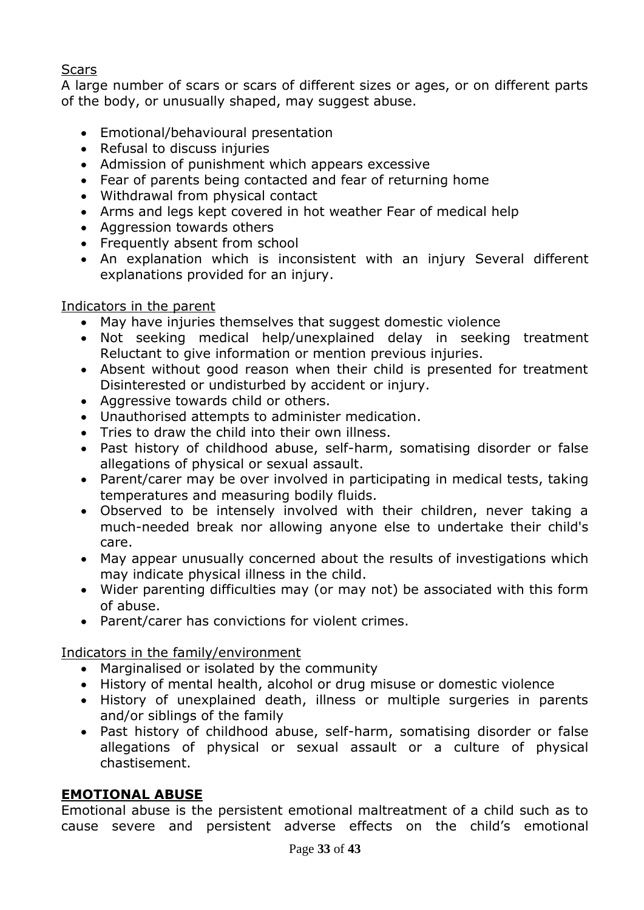Scars

A large number of scars or scars of different sizes or ages, or on different parts of the body, or unusually shaped, may suggest abuse.

- Emotional/behavioural presentation
- Refusal to discuss injuries
- Admission of punishment which appears excessive
- Fear of parents being contacted and fear of returning home
- Withdrawal from physical contact
- Arms and legs kept covered in hot weather Fear of medical help
- Aggression towards others
- Frequently absent from school
- An explanation which is inconsistent with an injury Several different explanations provided for an injury.

Indicators in the parent

- May have injuries themselves that suggest domestic violence
- Not seeking medical help/unexplained delay in seeking treatment Reluctant to give information or mention previous injuries.
- Absent without good reason when their child is presented for treatment Disinterested or undisturbed by accident or injury.
- Aggressive towards child or others.
- Unauthorised attempts to administer medication.
- Tries to draw the child into their own illness.
- Past history of childhood abuse, self-harm, somatising disorder or false allegations of physical or sexual assault.
- Parent/carer may be over involved in participating in medical tests, taking temperatures and measuring bodily fluids.
- Observed to be intensely involved with their children, never taking a much-needed break nor allowing anyone else to undertake their child's care.
- May appear unusually concerned about the results of investigations which may indicate physical illness in the child.
- Wider parenting difficulties may (or may not) be associated with this form of abuse.
- Parent/carer has convictions for violent crimes.

Indicators in the family/environment

- Marginalised or isolated by the community
- History of mental health, alcohol or drug misuse or domestic violence
- History of unexplained death, illness or multiple surgeries in parents and/or siblings of the family
- Past history of childhood abuse, self-harm, somatising disorder or false allegations of physical or sexual assault or a culture of physical chastisement.

## EMOTIONAL ABUSE

Emotional abuse is the persistent emotional maltreatment of a child such as to cause severe and persistent adverse effects on the child's emotional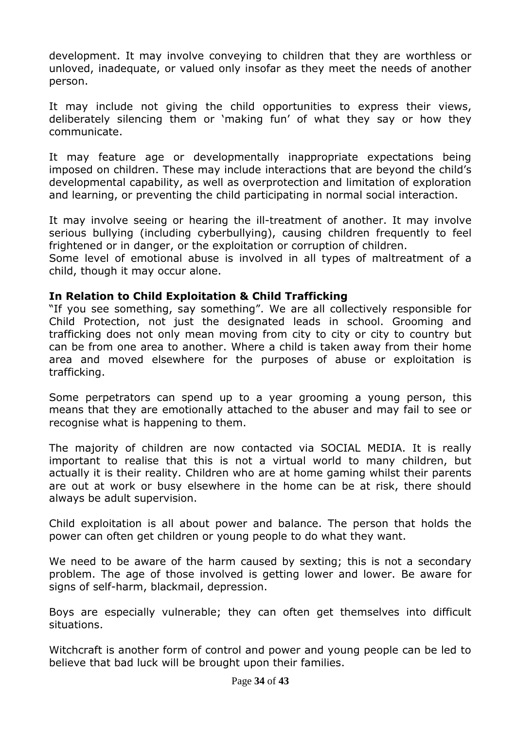development. It may involve conveying to children that they are worthless or unloved, inadequate, or valued only insofar as they meet the needs of another person.

It may include not giving the child opportunities to express their views, deliberately silencing them or 'making fun' of what they say or how they communicate.

It may feature age or developmentally inappropriate expectations being imposed on children. These may include interactions that are beyond the child's developmental capability, as well as overprotection and limitation of exploration and learning, or preventing the child participating in normal social interaction.

It may involve seeing or hearing the ill-treatment of another. It may involve serious bullying (including cyberbullying), causing children frequently to feel frightened or in danger, or the exploitation or corruption of children.
Some level of emotional abuse is involved in all types of maltreatment of a child, though it may occur alone.

**In Relation to Child Exploitation & Child Trafficking**
"If you see something, say something". We are all collectively responsible for Child Protection, not just the designated leads in school. Grooming and trafficking does not only mean moving from city to city or city to country but can be from one area to another. Where a child is taken away from their home area and moved elsewhere for the purposes of abuse or exploitation is trafficking.

Some perpetrators can spend up to a year grooming a young person, this means that they are emotionally attached to the abuser and may fail to see or recognise what is happening to them.

The majority of children are now contacted via SOCIAL MEDIA. It is really important to realise that this is not a virtual world to many children, but actually it is their reality. Children who are at home gaming whilst their parents are out at work or busy elsewhere in the home can be at risk, there should always be adult supervision.

Child exploitation is all about power and balance. The person that holds the power can often get children or young people to do what they want.

We need to be aware of the harm caused by sexting; this is not a secondary problem. The age of those involved is getting lower and lower. Be aware for signs of self-harm, blackmail, depression.

Boys are especially vulnerable; they can often get themselves into difficult situations.

Witchcraft is another form of control and power and young people can be led to believe that bad luck will be brought upon their families.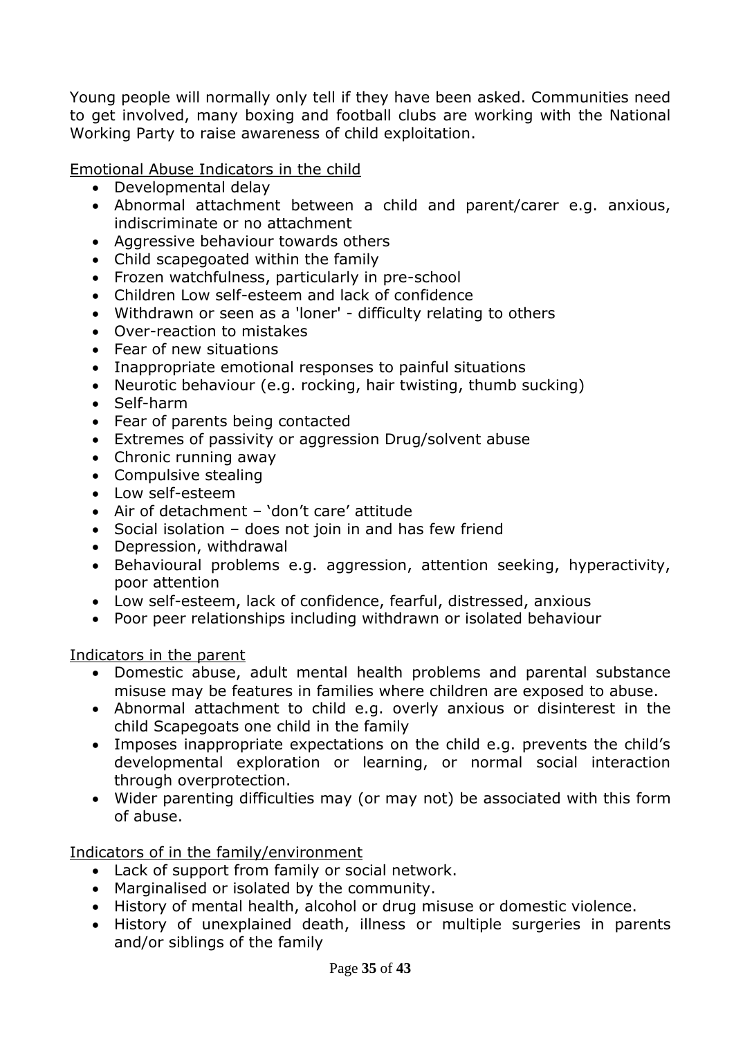Young people will normally only tell if they have been asked. Communities need to get involved, many boxing and football clubs are working with the National Working Party to raise awareness of child exploitation.

<u>Emotional Abuse Indicators in the child</u>

- Developmental delay
- Abnormal attachment between a child and parent/carer e.g. anxious, indiscriminate or no attachment
- Aggressive behaviour towards others
- Child scapegoated within the family
- Frozen watchfulness, particularly in pre-school
- Children Low self-esteem and lack of confidence
- Withdrawn or seen as a 'loner' - difficulty relating to others
- Over-reaction to mistakes
- Fear of new situations
- Inappropriate emotional responses to painful situations
- Neurotic behaviour (e.g. rocking, hair twisting, thumb sucking)
- Self-harm
- Fear of parents being contacted
- Extremes of passivity or aggression Drug/solvent abuse
- Chronic running away
- Compulsive stealing
- Low self-esteem
- Air of detachment – 'don't care' attitude
- Social isolation – does not join in and has few friend
- Depression, withdrawal
- Behavioural problems e.g. aggression, attention seeking, hyperactivity, poor attention
- Low self-esteem, lack of confidence, fearful, distressed, anxious
- Poor peer relationships including withdrawn or isolated behaviour

<u>Indicators in the parent</u>

- Domestic abuse, adult mental health problems and parental substance misuse may be features in families where children are exposed to abuse.
- Abnormal attachment to child e.g. overly anxious or disinterest in the child Scapegoats one child in the family
- Imposes inappropriate expectations on the child e.g. prevents the child's developmental exploration or learning, or normal social interaction through overprotection.
- Wider parenting difficulties may (or may not) be associated with this form of abuse.

<u>Indicators of in the family/environment</u>

- Lack of support from family or social network.
- Marginalised or isolated by the community.
- History of mental health, alcohol or drug misuse or domestic violence.
- History of unexplained death, illness or multiple surgeries in parents and/or siblings of the family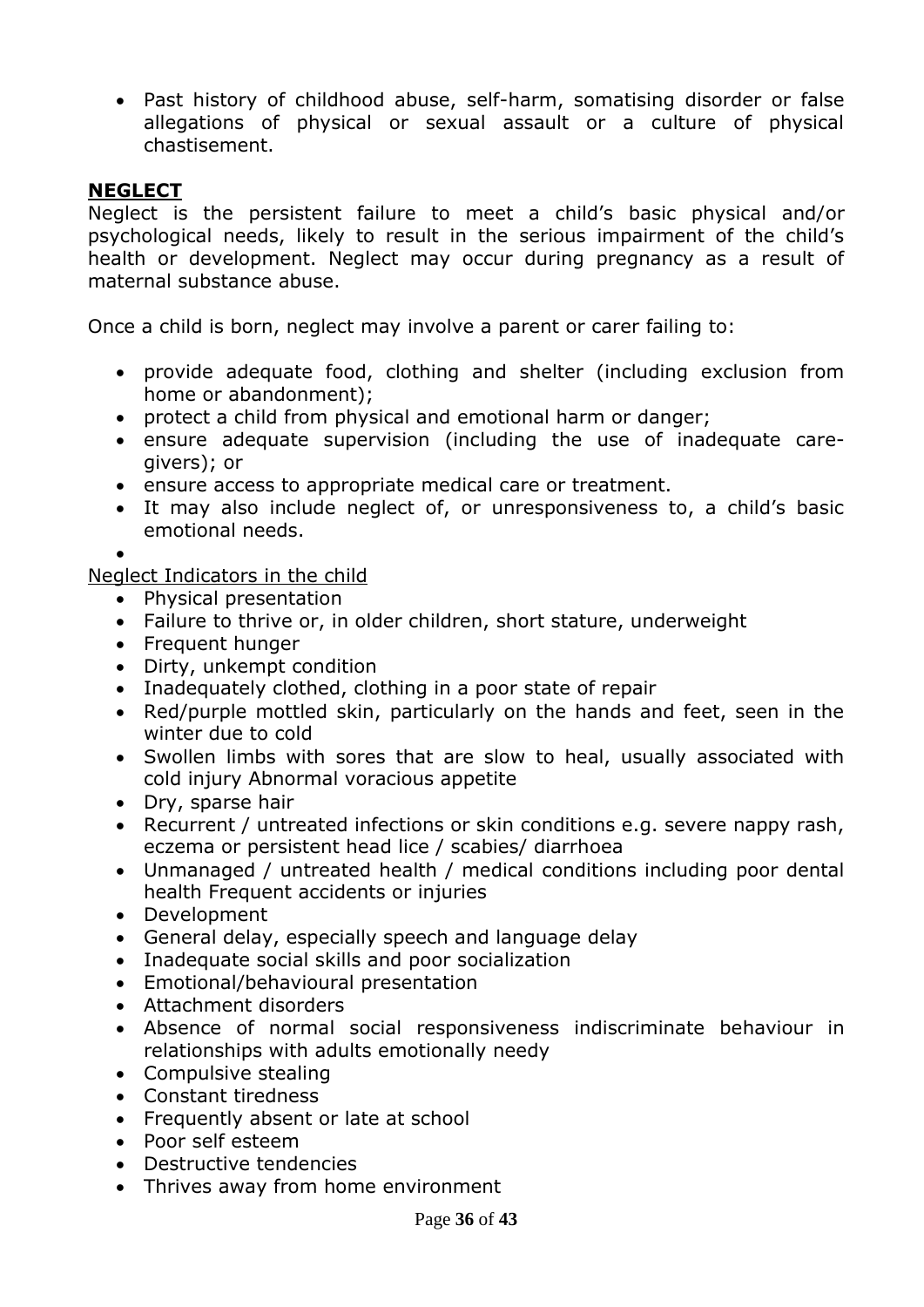- Past history of childhood abuse, self-harm, somatising disorder or false allegations of physical or sexual assault or a culture of physical chastisement.

## NEGLECT

Neglect is the persistent failure to meet a child's basic physical and/or psychological needs, likely to result in the serious impairment of the child's health or development. Neglect may occur during pregnancy as a result of maternal substance abuse.

Once a child is born, neglect may involve a parent or carer failing to:

- provide adequate food, clothing and shelter (including exclusion from home or abandonment);
- protect a child from physical and emotional harm or danger;
- ensure adequate supervision (including the use of inadequate care-givers); or
- ensure access to appropriate medical care or treatment.
- It may also include neglect of, or unresponsiveness to, a child's basic emotional needs.

<u>Neglect Indicators in the child</u>

- Physical presentation
- Failure to thrive or, in older children, short stature, underweight
- Frequent hunger
- Dirty, unkempt condition
- Inadequately clothed, clothing in a poor state of repair
- Red/purple mottled skin, particularly on the hands and feet, seen in the winter due to cold
- Swollen limbs with sores that are slow to heal, usually associated with cold injury Abnormal voracious appetite
- Dry, sparse hair
- Recurrent / untreated infections or skin conditions e.g. severe nappy rash, eczema or persistent head lice / scabies/ diarrhoea
- Unmanaged / untreated health / medical conditions including poor dental health Frequent accidents or injuries
- Development
- General delay, especially speech and language delay
- Inadequate social skills and poor socialization
- Emotional/behavioural presentation
- Attachment disorders
- Absence of normal social responsiveness indiscriminate behaviour in relationships with adults emotionally needy
- Compulsive stealing
- Constant tiredness
- Frequently absent or late at school
- Poor self esteem
- Destructive tendencies
- Thrives away from home environment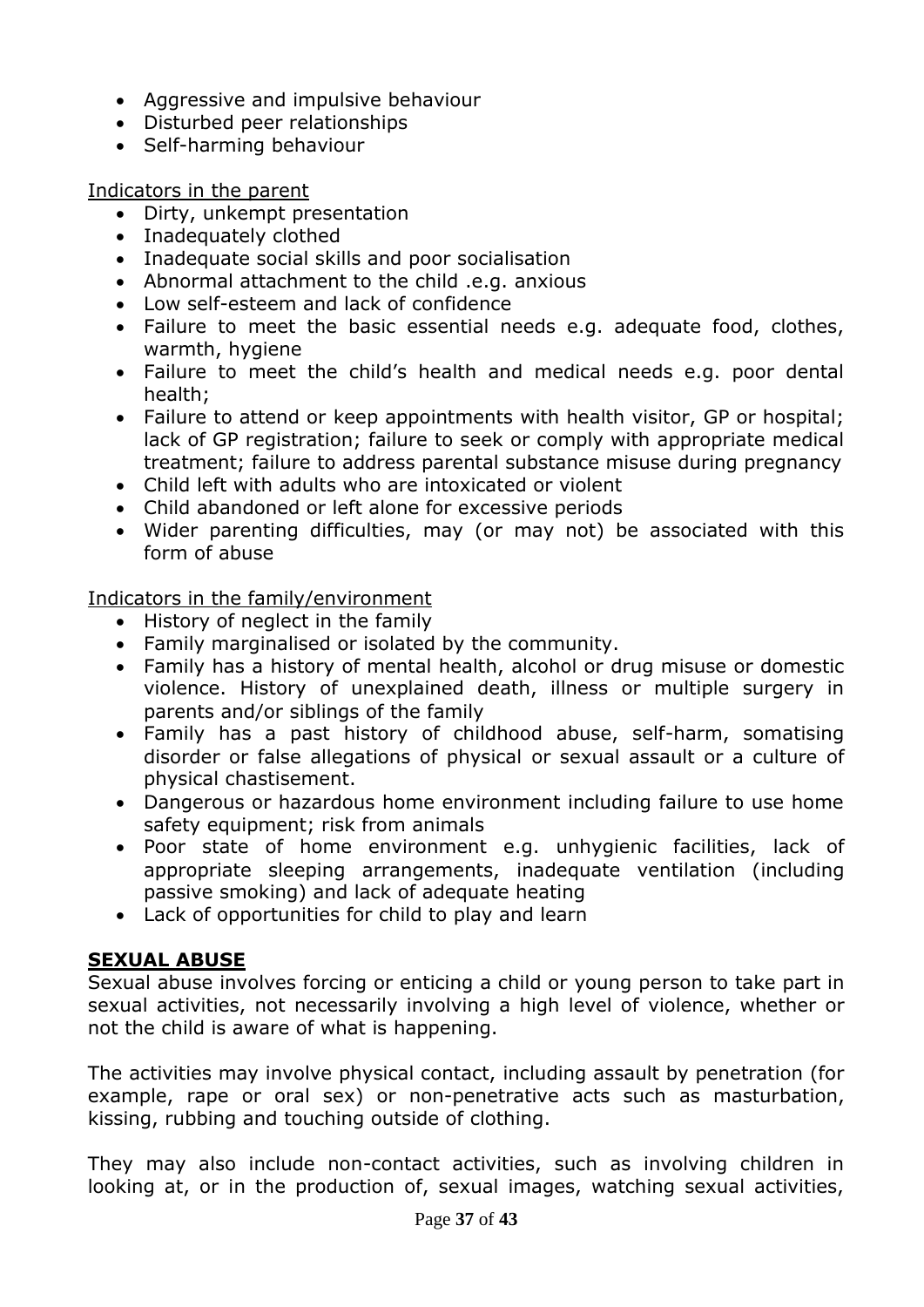- Aggressive and impulsive behaviour
- Disturbed peer relationships
- Self-harming behaviour

Indicators in the parent

- Dirty, unkempt presentation
- Inadequately clothed
- Inadequate social skills and poor socialisation
- Abnormal attachment to the child .e.g. anxious
- Low self-esteem and lack of confidence
- Failure to meet the basic essential needs e.g. adequate food, clothes, warmth, hygiene
- Failure to meet the child's health and medical needs e.g. poor dental health;
- Failure to attend or keep appointments with health visitor, GP or hospital; lack of GP registration; failure to seek or comply with appropriate medical treatment; failure to address parental substance misuse during pregnancy
- Child left with adults who are intoxicated or violent
- Child abandoned or left alone for excessive periods
- Wider parenting difficulties, may (or may not) be associated with this form of abuse

Indicators in the family/environment

- History of neglect in the family
- Family marginalised or isolated by the community.
- Family has a history of mental health, alcohol or drug misuse or domestic violence. History of unexplained death, illness or multiple surgery in parents and/or siblings of the family
- Family has a past history of childhood abuse, self-harm, somatising disorder or false allegations of physical or sexual assault or a culture of physical chastisement.
- Dangerous or hazardous home environment including failure to use home safety equipment; risk from animals
- Poor state of home environment e.g. unhygienic facilities, lack of appropriate sleeping arrangements, inadequate ventilation (including passive smoking) and lack of adequate heating
- Lack of opportunities for child to play and learn

## SEXUAL ABUSE

Sexual abuse involves forcing or enticing a child or young person to take part in sexual activities, not necessarily involving a high level of violence, whether or not the child is aware of what is happening.

The activities may involve physical contact, including assault by penetration (for example, rape or oral sex) or non-penetrative acts such as masturbation, kissing, rubbing and touching outside of clothing.

They may also include non-contact activities, such as involving children in looking at, or in the production of, sexual images, watching sexual activities,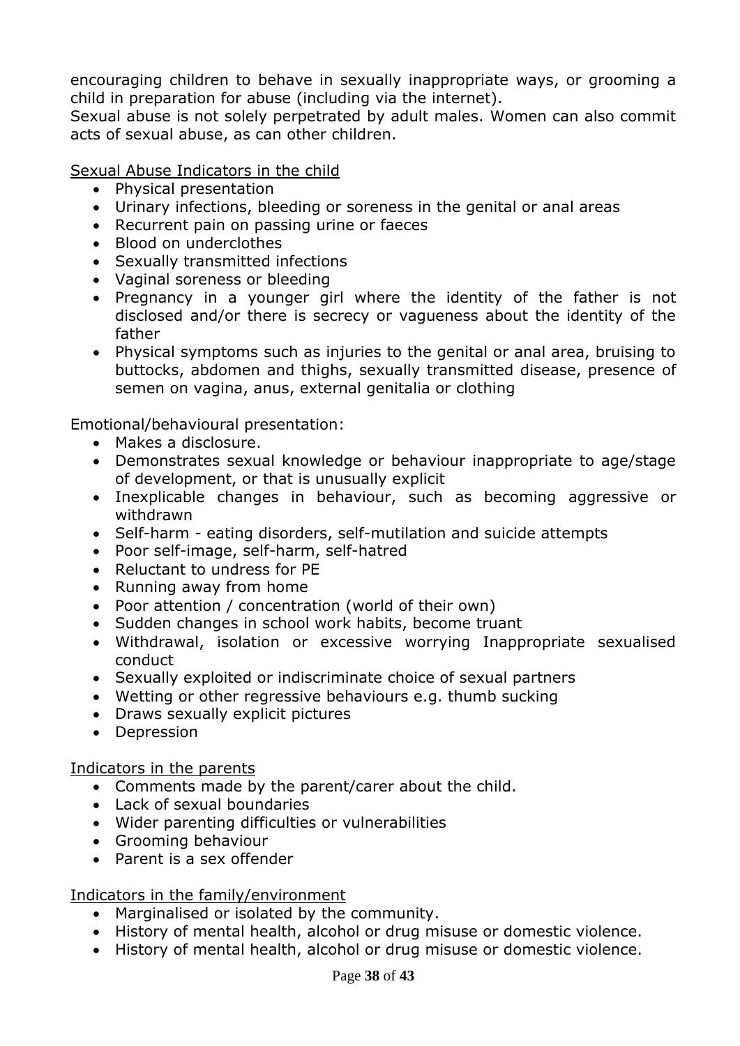encouraging children to behave in sexually inappropriate ways, or grooming a child in preparation for abuse (including via the internet).
Sexual abuse is not solely perpetrated by adult males. Women can also commit acts of sexual abuse, as can other children.

Sexual Abuse Indicators in the child

- Physical presentation
- Urinary infections, bleeding or soreness in the genital or anal areas
- Recurrent pain on passing urine or faeces
- Blood on underclothes
- Sexually transmitted infections
- Vaginal soreness or bleeding
- Pregnancy in a younger girl where the identity of the father is not disclosed and/or there is secrecy or vagueness about the identity of the father
- Physical symptoms such as injuries to the genital or anal area, bruising to buttocks, abdomen and thighs, sexually transmitted disease, presence of semen on vagina, anus, external genitalia or clothing

Emotional/behavioural presentation:

- Makes a disclosure.
- Demonstrates sexual knowledge or behaviour inappropriate to age/stage of development, or that is unusually explicit
- Inexplicable changes in behaviour, such as becoming aggressive or withdrawn
- Self-harm - eating disorders, self-mutilation and suicide attempts
- Poor self-image, self-harm, self-hatred
- Reluctant to undress for PE
- Running away from home
- Poor attention / concentration (world of their own)
- Sudden changes in school work habits, become truant
- Withdrawal, isolation or excessive worrying Inappropriate sexualised conduct
- Sexually exploited or indiscriminate choice of sexual partners
- Wetting or other regressive behaviours e.g. thumb sucking
- Draws sexually explicit pictures
- Depression

Indicators in the parents

- Comments made by the parent/carer about the child.
- Lack of sexual boundaries
- Wider parenting difficulties or vulnerabilities
- Grooming behaviour
- Parent is a sex offender

Indicators in the family/environment

- Marginalised or isolated by the community.
- History of mental health, alcohol or drug misuse or domestic violence.
- History of mental health, alcohol or drug misuse or domestic violence.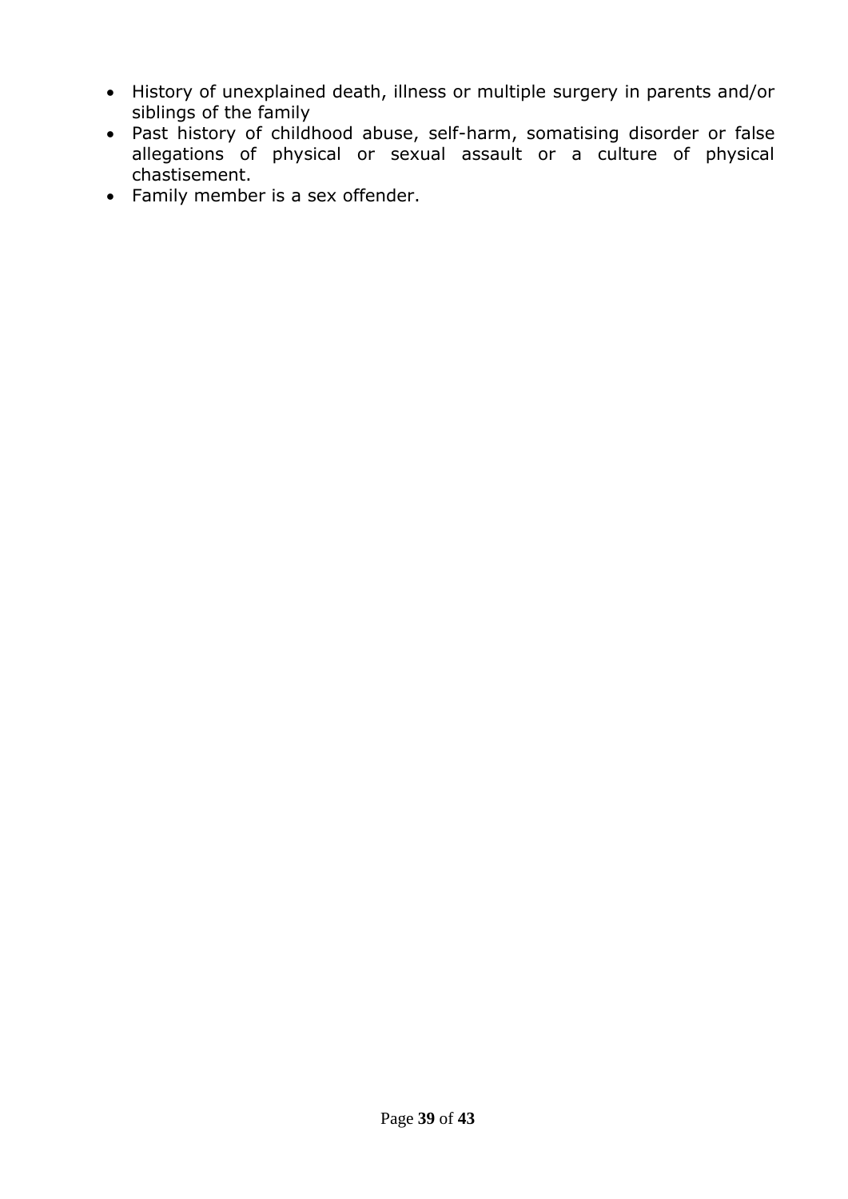- History of unexplained death, illness or multiple surgery in parents and/or siblings of the family
- Past history of childhood abuse, self-harm, somatising disorder or false allegations of physical or sexual assault or a culture of physical chastisement.
- Family member is a sex offender.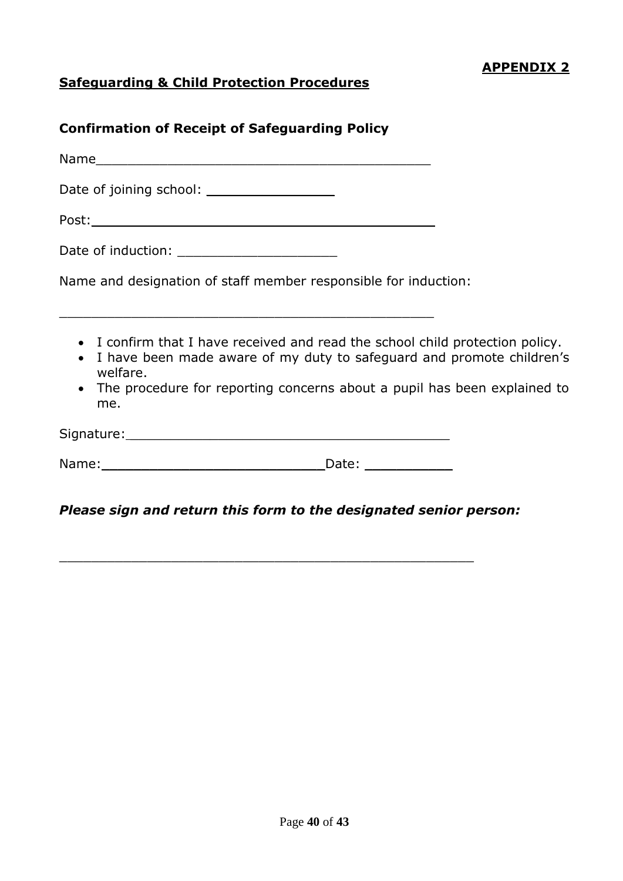**APPENDIX 2**

**Safeguarding & Child Protection Procedures**

**Confirmation of Receipt of Safeguarding Policy**

Name___________________________________________

Date of joining school: ________________

Post:____________________________________________

Date of induction: ____________________

Name and designation of staff member responsible for induction:

________________________________________________

- I confirm that I have received and read the school child protection policy.
- I have been made aware of my duty to safeguard and promote children's welfare.
- The procedure for reporting concerns about a pupil has been explained to me.

Signature:__________________________________________

Name:____________________________Date: ___________

***Please sign and return this form to the designated senior person:***

______________________________________________________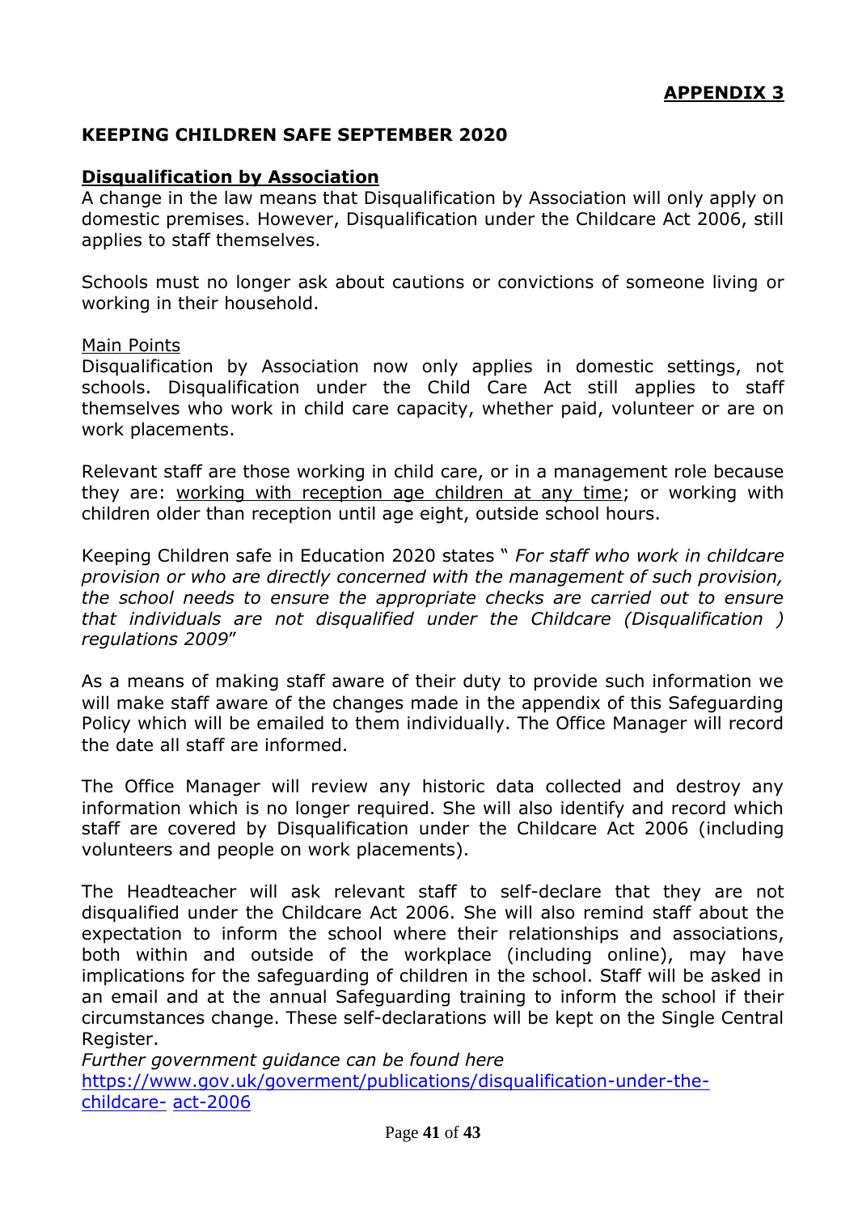**APPENDIX 3**

**KEEPING CHILDREN SAFE SEPTEMBER 2020**

**Disqualification by Association**

A change in the law means that Disqualification by Association will only apply on domestic premises. However, Disqualification under the Childcare Act 2006, still applies to staff themselves.

Schools must no longer ask about cautions or convictions of someone living or working in their household.

Main Points

Disqualification by Association now only applies in domestic settings, not schools. Disqualification under the Child Care Act still applies to staff themselves who work in child care capacity, whether paid, volunteer or are on work placements.

Relevant staff are those working in child care, or in a management role because they are: working with reception age children at any time; or working with children older than reception until age eight, outside school hours.

Keeping Children safe in Education 2020 states " *For staff who work in childcare provision or who are directly concerned with the management of such provision, the school needs to ensure the appropriate checks are carried out to ensure that individuals are not disqualified under the Childcare (Disqualification ) regulations 2009*"

As a means of making staff aware of their duty to provide such information we will make staff aware of the changes made in the appendix of this Safeguarding Policy which will be emailed to them individually. The Office Manager will record the date all staff are informed.

The Office Manager will review any historic data collected and destroy any information which is no longer required. She will also identify and record which staff are covered by Disqualification under the Childcare Act 2006 (including volunteers and people on work placements).

The Headteacher will ask relevant staff to self-declare that they are not disqualified under the Childcare Act 2006. She will also remind staff about the expectation to inform the school where their relationships and associations, both within and outside of the workplace (including online), may have implications for the safeguarding of children in the school. Staff will be asked in an email and at the annual Safeguarding training to inform the school if their circumstances change. These self-declarations will be kept on the Single Central Register.

*Further government guidance can be found here*

https://www.gov.uk/goverment/publications/disqualification-under-the-childcare- act-2006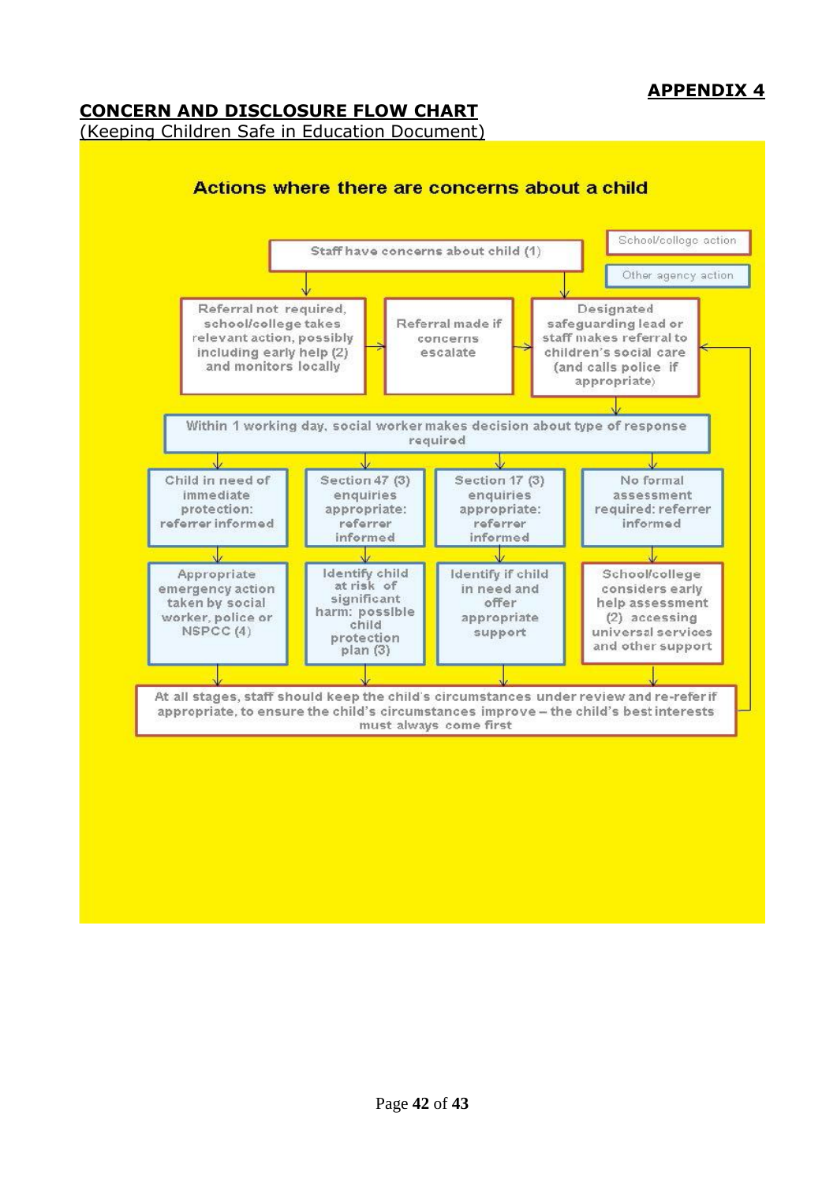**APPENDIX 4**

## CONCERN AND DISCLOSURE FLOW CHART

(Keeping Children Safe in Education Document)

### Actions where there are concerns about a child

School/college action

Other agency action

Staff have concerns about child (1)

Referral not required, school/college takes relevant action, possibly including early help (2) and monitors locally

Referral made if concerns escalate

Designated safeguarding lead or staff makes referral to children's social care (and calls police if appropriate)

Within 1 working day, social worker makes decision about type of response required

Child in need of immediate protection: referrer informed

Section 47 (3) enquiries appropriate: referrer informed

Section 17 (3) enquiries appropriate: referrer informed

No formal assessment required: referrer informed

Appropriate emergency action taken by social worker, police or NSPCC (4)

Identify child at risk of significant harm: possible child protection plan (3)

Identify if child in need and offer appropriate support

School/college considers early help assessment (2) accessing universal services and other support

At all stages, staff should keep the child's circumstances under review and re-refer if appropriate, to ensure the child's circumstances improve – the child's best interests must always come first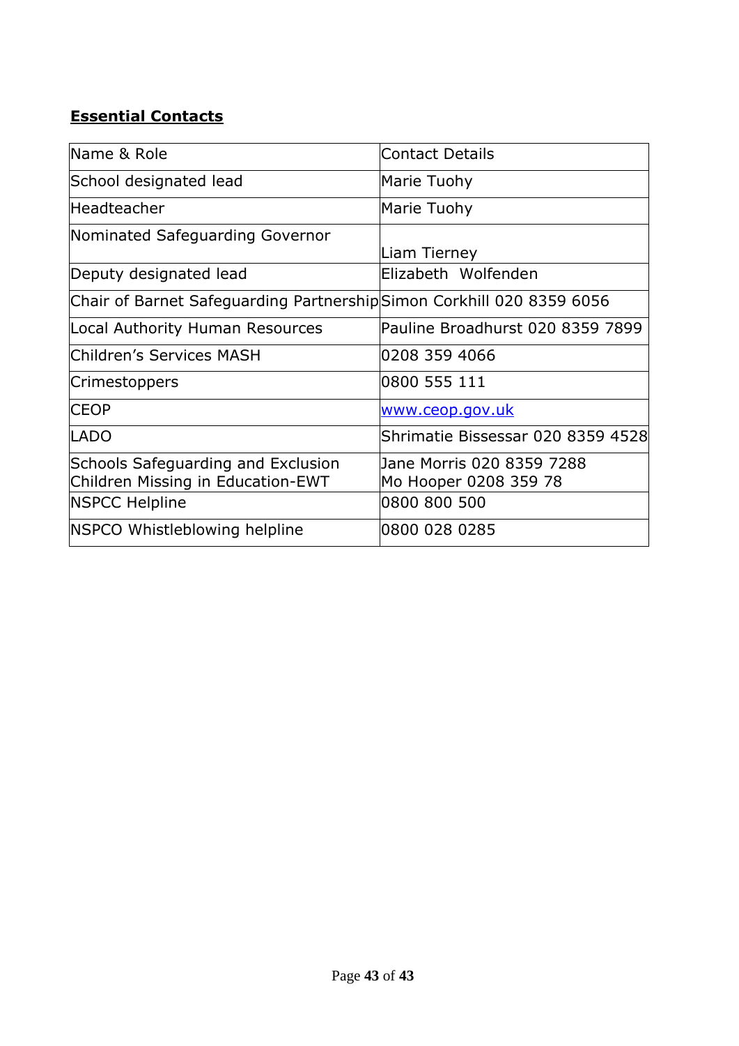**Essential Contacts**

| Name & Role | Contact Details |
|---|---|
| School designated lead | Marie Tuohy |
| Headteacher | Marie Tuohy |
| Nominated Safeguarding Governor | Liam Tierney |
| Deputy designated lead | Elizabeth Wolfenden |
| Chair of Barnet Safeguarding Partnership | Simon Corkhill 020 8359 6056 |
| Local Authority Human Resources | Pauline Broadhurst 020 8359 7899 |
| Children's Services MASH | 0208 359 4066 |
| Crimestoppers | 0800 555 111 |
| CEOP | www.ceop.gov.uk |
| LADO | Shrimatie Bissessar 020 8359 4528 |
| Schools Safeguarding and Exclusion<br>Children Missing in Education-EWT | Jane Morris 020 8359 7288<br>Mo Hooper 0208 359 78 |
| NSPCC Helpline | 0800 800 500 |
| NSPCO Whistleblowing helpline | 0800 028 0285 |